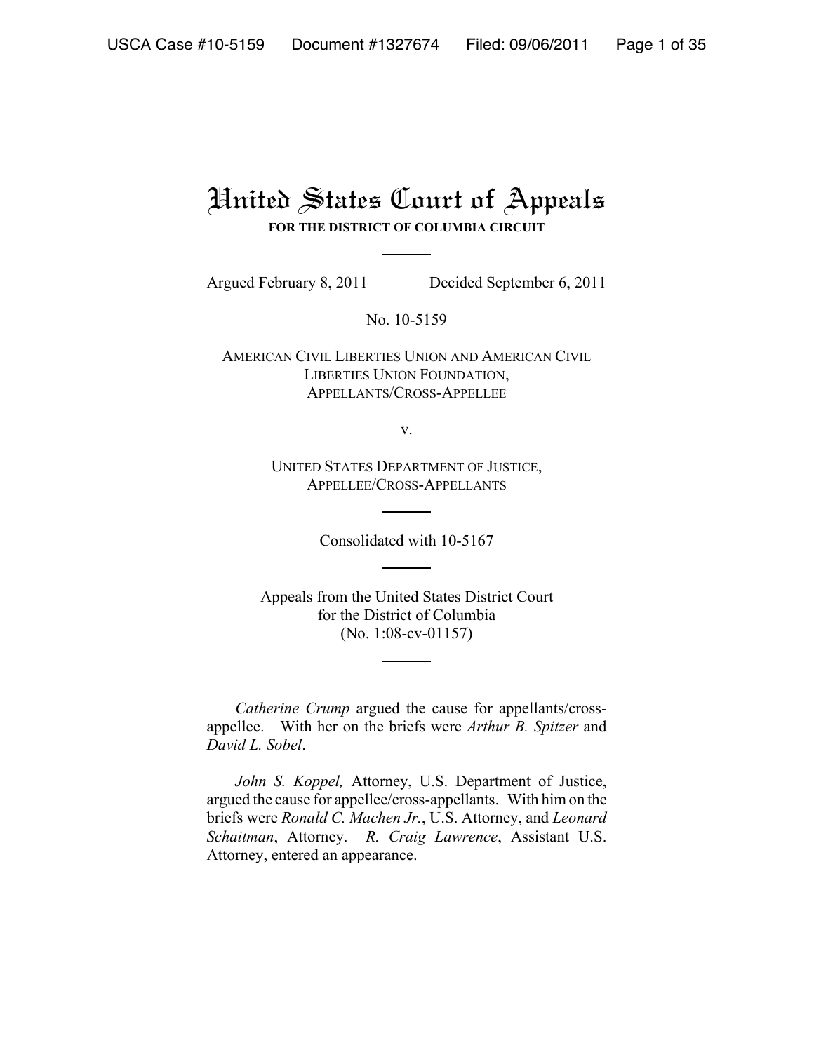# United States Court of Appeals

**FOR THE DISTRICT OF COLUMBIA CIRCUIT**

---

Argued February 8, 2011 Decided September 6, 2011

No. 10-5159

AMERICAN CIVIL LIBERTIES UNION AND AMERICAN CIVIL LIBERTIES UNION FOUNDATION,
APPELLANTS/CROSS-APPELLEE

v.

UNITED STATES DEPARTMENT OF JUSTICE,
APPELLEE/CROSS-APPELLANTS

---

Consolidated with 10-5167

---

Appeals from the United States District Court
for the District of Columbia
(No. 1:08-cv-01157)

---

*Catherine Crump* argued the cause for appellants/cross-appellee. With her on the briefs were *Arthur B. Spitzer* and *David L. Sobel*.

*John S. Koppel,* Attorney, U.S. Department of Justice, argued the cause for appellee/cross-appellants. With him on the briefs were *Ronald C. Machen Jr.*, U.S. Attorney, and *Leonard Schaitman*, Attorney. *R. Craig Lawrence*, Assistant U.S. Attorney, entered an appearance.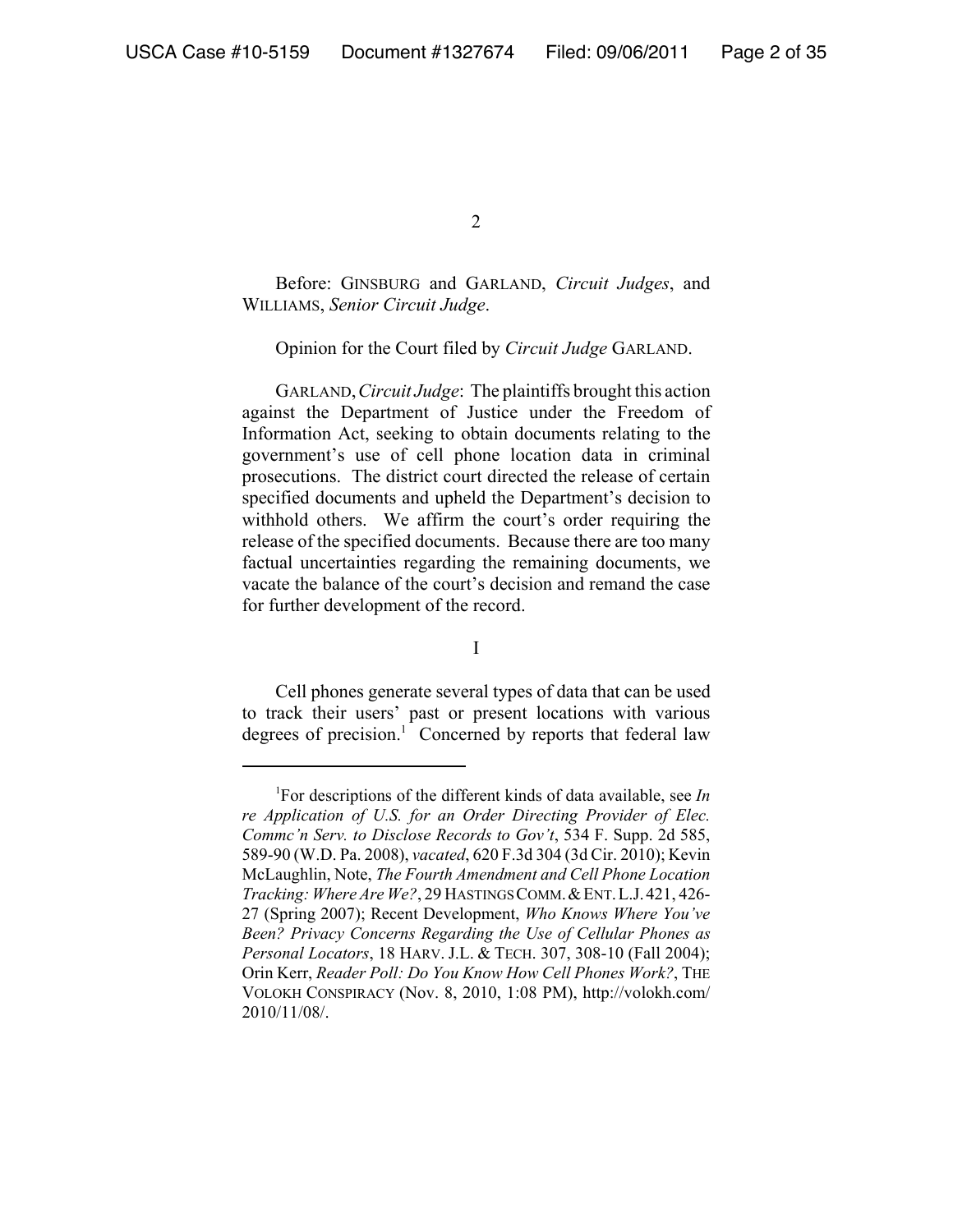Before: GINSBURG and GARLAND, *Circuit Judges*, and WILLIAMS, *Senior Circuit Judge*.

Opinion for the Court filed by *Circuit Judge* GARLAND.

GARLAND, *Circuit Judge*: The plaintiffs brought this action against the Department of Justice under the Freedom of Information Act, seeking to obtain documents relating to the government's use of cell phone location data in criminal prosecutions. The district court directed the release of certain specified documents and upheld the Department's decision to withhold others. We affirm the court's order requiring the release of the specified documents. Because there are too many factual uncertainties regarding the remaining documents, we vacate the balance of the court's decision and remand the case for further development of the record.

I

Cell phones generate several types of data that can be used to track their users' past or present locations with various degrees of precision.[1] Concerned by reports that federal law

[1]For descriptions of the different kinds of data available, see *In re Application of U.S. for an Order Directing Provider of Elec. Commc'n Serv. to Disclose Records to Gov't*, 534 F. Supp. 2d 585, 589-90 (W.D. Pa. 2008), *vacated*, 620 F.3d 304 (3d Cir. 2010); Kevin McLaughlin, Note, *The Fourth Amendment and Cell Phone Location Tracking: Where Are We?*, 29 HASTINGS COMM. & ENT. L.J. 421, 426-27 (Spring 2007); Recent Development, *Who Knows Where You've Been? Privacy Concerns Regarding the Use of Cellular Phones as Personal Locators*, 18 HARV. J.L. & TECH. 307, 308-10 (Fall 2004); Orin Kerr, *Reader Poll: Do You Know How Cell Phones Work?*, THE VOLOKH CONSPIRACY (Nov. 8, 2010, 1:08 PM), http://volokh.com/2010/11/08/.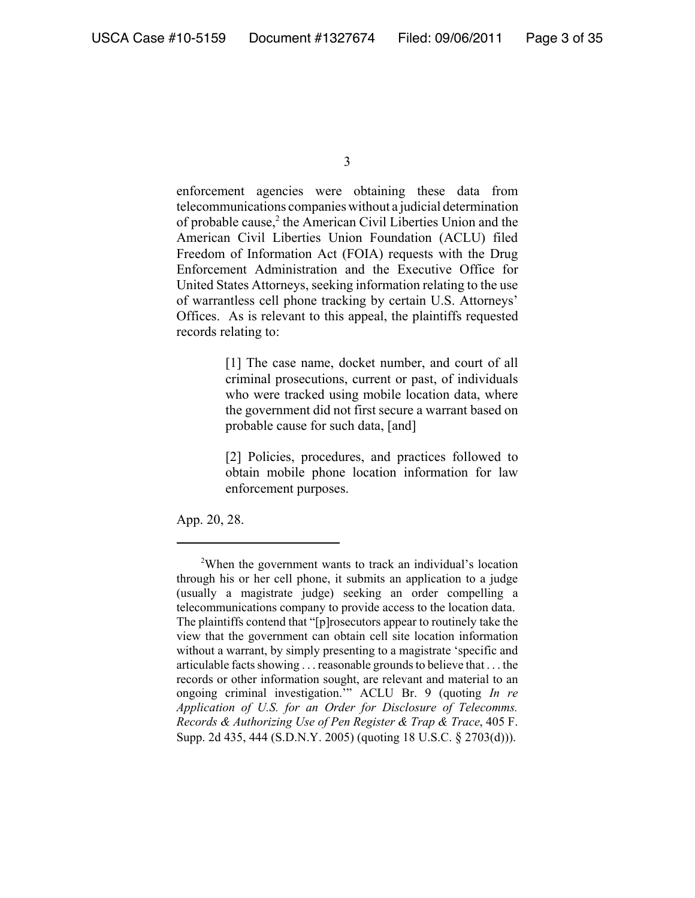enforcement agencies were obtaining these data from telecommunications companies without a judicial determination of probable cause,[2] the American Civil Liberties Union and the American Civil Liberties Union Foundation (ACLU) filed Freedom of Information Act (FOIA) requests with the Drug Enforcement Administration and the Executive Office for United States Attorneys, seeking information relating to the use of warrantless cell phone tracking by certain U.S. Attorneys' Offices. As is relevant to this appeal, the plaintiffs requested records relating to:

> [1] The case name, docket number, and court of all criminal prosecutions, current or past, of individuals who were tracked using mobile location data, where the government did not first secure a warrant based on probable cause for such data, [and]
>
> [2] Policies, procedures, and practices followed to obtain mobile phone location information for law enforcement purposes.

App. 20, 28.

---

[2]When the government wants to track an individual's location through his or her cell phone, it submits an application to a judge (usually a magistrate judge) seeking an order compelling a telecommunications company to provide access to the location data. The plaintiffs contend that "[p]rosecutors appear to routinely take the view that the government can obtain cell site location information without a warrant, by simply presenting to a magistrate 'specific and articulable facts showing . . . reasonable grounds to believe that . . . the records or other information sought, are relevant and material to an ongoing criminal investigation.'" ACLU Br. 9 (quoting *In re Application of U.S. for an Order for Disclosure of Telecomms. Records & Authorizing Use of Pen Register & Trap & Trace*, 405 F. Supp. 2d 435, 444 (S.D.N.Y. 2005) (quoting 18 U.S.C. § 2703(d))).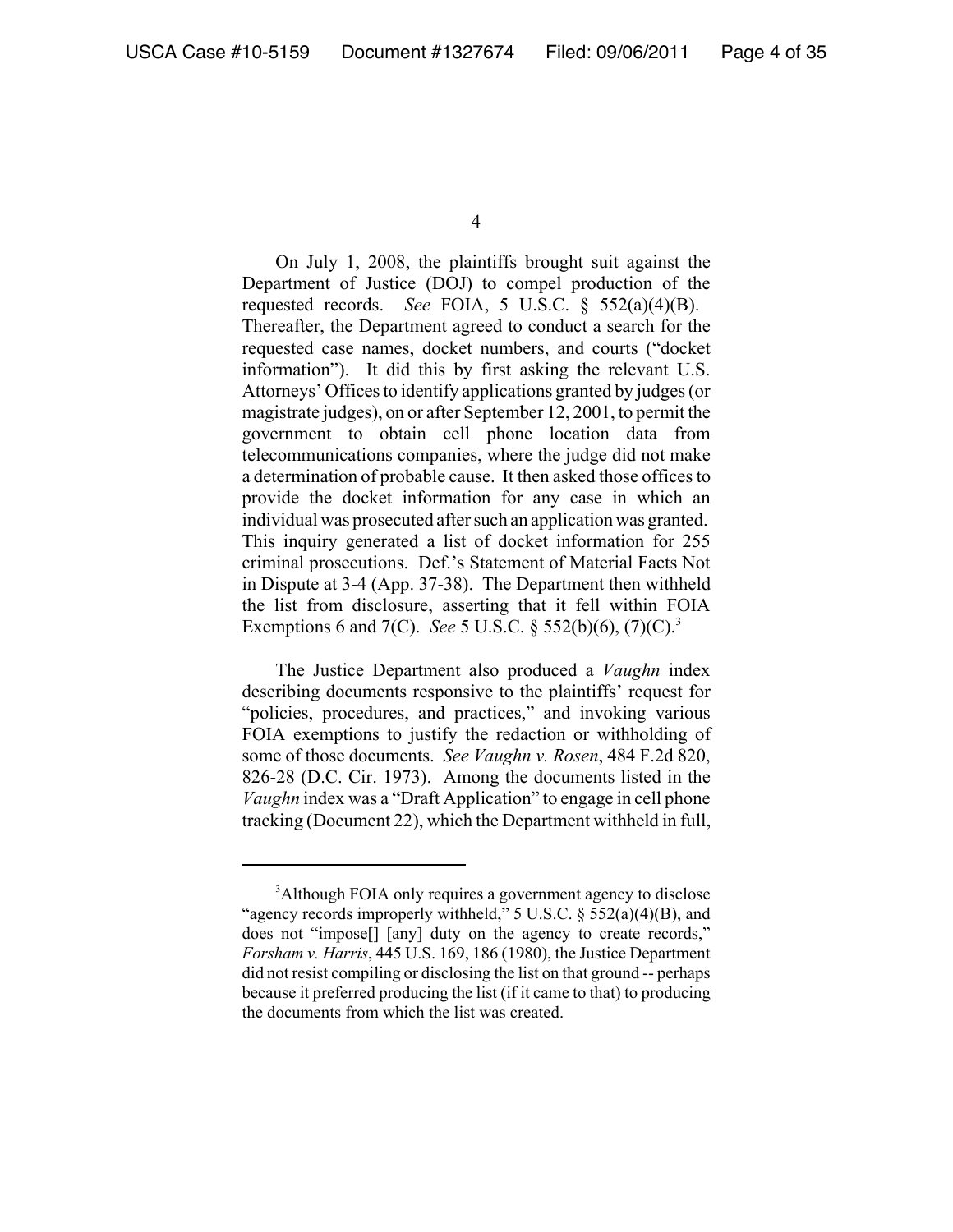On July 1, 2008, the plaintiffs brought suit against the Department of Justice (DOJ) to compel production of the requested records. *See* FOIA, 5 U.S.C. § 552(a)(4)(B). Thereafter, the Department agreed to conduct a search for the requested case names, docket numbers, and courts ("docket information"). It did this by first asking the relevant U.S. Attorneys' Offices to identify applications granted by judges (or magistrate judges), on or after September 12, 2001, to permit the government to obtain cell phone location data from telecommunications companies, where the judge did not make a determination of probable cause. It then asked those offices to provide the docket information for any case in which an individual was prosecuted after such an application was granted. This inquiry generated a list of docket information for 255 criminal prosecutions. Def.'s Statement of Material Facts Not in Dispute at 3-4 (App. 37-38). The Department then withheld the list from disclosure, asserting that it fell within FOIA Exemptions 6 and 7(C). *See* 5 U.S.C. § 552(b)(6), (7)(C).[3]

The Justice Department also produced a *Vaughn* index describing documents responsive to the plaintiffs' request for "policies, procedures, and practices," and invoking various FOIA exemptions to justify the redaction or withholding of some of those documents. *See Vaughn v. Rosen*, 484 F.2d 820, 826-28 (D.C. Cir. 1973). Among the documents listed in the *Vaughn* index was a "Draft Application" to engage in cell phone tracking (Document 22), which the Department withheld in full,

---

[3]Although FOIA only requires a government agency to disclose "agency records improperly withheld," 5 U.S.C. § 552(a)(4)(B), and does not "impose[] [any] duty on the agency to create records," *Forsham v. Harris*, 445 U.S. 169, 186 (1980), the Justice Department did not resist compiling or disclosing the list on that ground -- perhaps because it preferred producing the list (if it came to that) to producing the documents from which the list was created.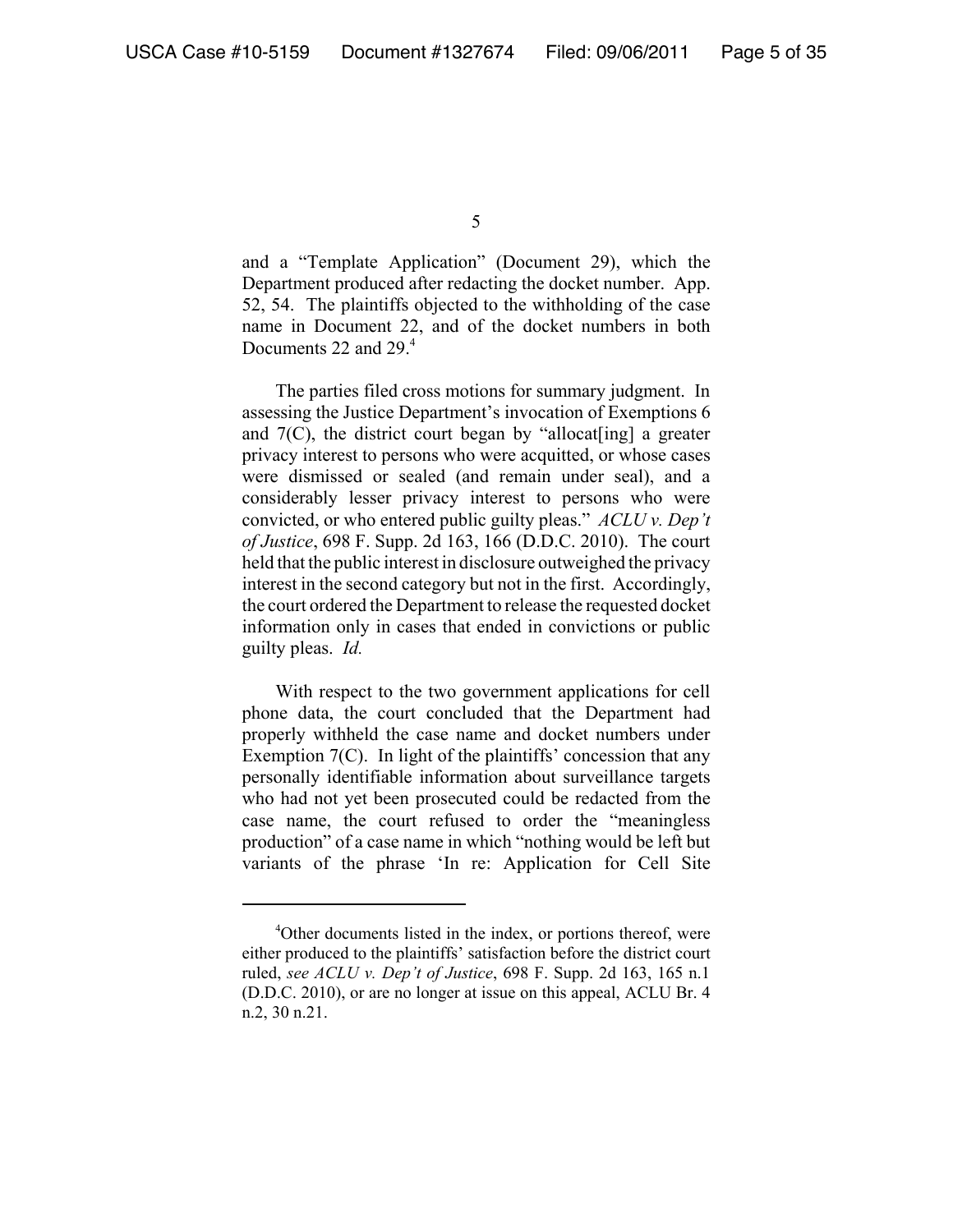and a "Template Application" (Document 29), which the Department produced after redacting the docket number. App. 52, 54. The plaintiffs objected to the withholding of the case name in Document 22, and of the docket numbers in both Documents 22 and 29.[4]

The parties filed cross motions for summary judgment. In assessing the Justice Department's invocation of Exemptions 6 and 7(C), the district court began by "allocat[ing] a greater privacy interest to persons who were acquitted, or whose cases were dismissed or sealed (and remain under seal), and a considerably lesser privacy interest to persons who were convicted, or who entered public guilty pleas." *ACLU v. Dep't of Justice*, 698 F. Supp. 2d 163, 166 (D.D.C. 2010). The court held that the public interest in disclosure outweighed the privacy interest in the second category but not in the first. Accordingly, the court ordered the Department to release the requested docket information only in cases that ended in convictions or public guilty pleas. *Id.*

With respect to the two government applications for cell phone data, the court concluded that the Department had properly withheld the case name and docket numbers under Exemption 7(C). In light of the plaintiffs' concession that any personally identifiable information about surveillance targets who had not yet been prosecuted could be redacted from the case name, the court refused to order the "meaningless production" of a case name in which "nothing would be left but variants of the phrase 'In re: Application for Cell Site

[4]Other documents listed in the index, or portions thereof, were either produced to the plaintiffs' satisfaction before the district court ruled, *see ACLU v. Dep't of Justice*, 698 F. Supp. 2d 163, 165 n.1 (D.D.C. 2010), or are no longer at issue on this appeal, ACLU Br. 4 n.2, 30 n.21.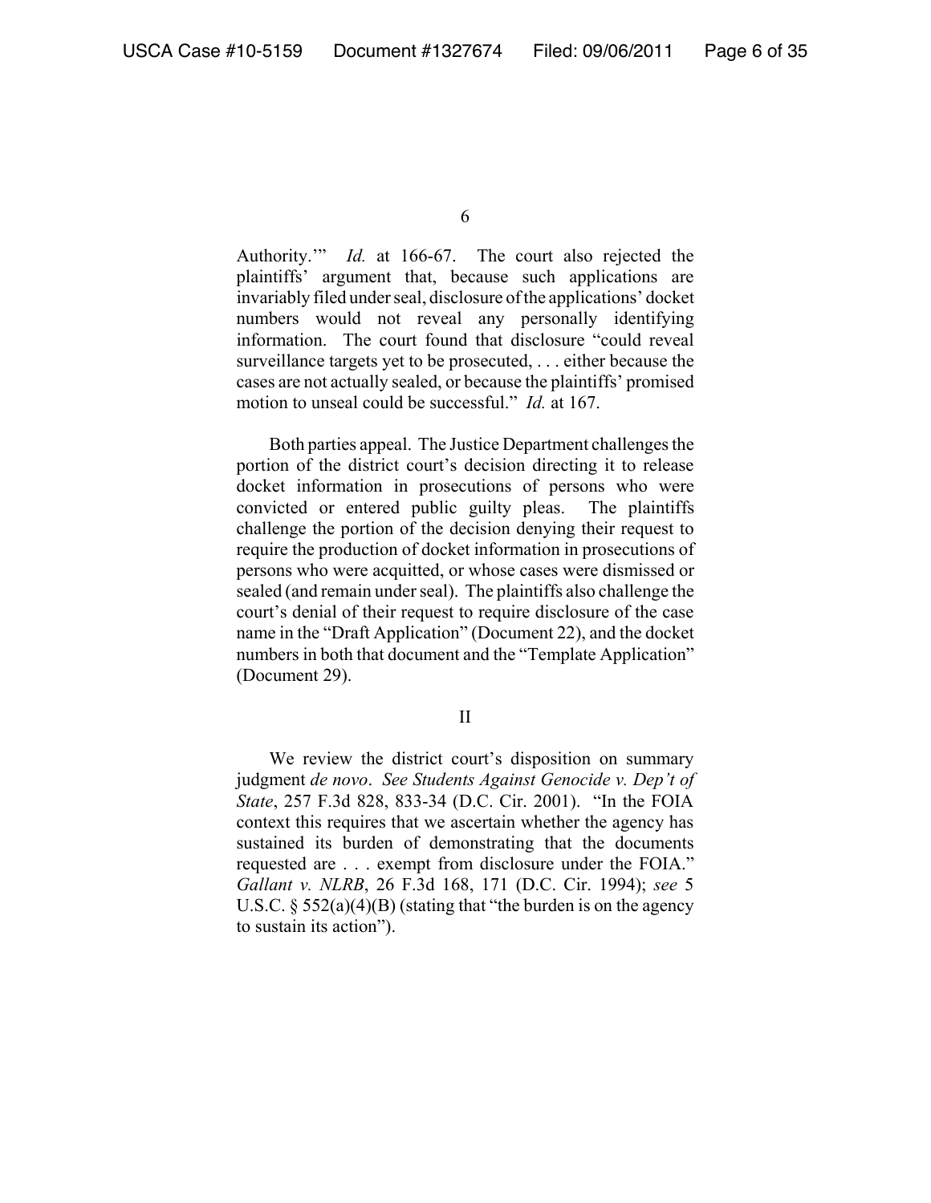Authority.'" *Id.* at 166-67. The court also rejected the plaintiffs' argument that, because such applications are invariably filed under seal, disclosure of the applications' docket numbers would not reveal any personally identifying information. The court found that disclosure "could reveal surveillance targets yet to be prosecuted, . . . either because the cases are not actually sealed, or because the plaintiffs' promised motion to unseal could be successful." *Id.* at 167.

Both parties appeal. The Justice Department challenges the portion of the district court's decision directing it to release docket information in prosecutions of persons who were convicted or entered public guilty pleas. The plaintiffs challenge the portion of the decision denying their request to require the production of docket information in prosecutions of persons who were acquitted, or whose cases were dismissed or sealed (and remain under seal). The plaintiffs also challenge the court's denial of their request to require disclosure of the case name in the "Draft Application" (Document 22), and the docket numbers in both that document and the "Template Application" (Document 29).

## II

We review the district court's disposition on summary judgment *de novo*. *See Students Against Genocide v. Dep't of State*, 257 F.3d 828, 833-34 (D.C. Cir. 2001). "In the FOIA context this requires that we ascertain whether the agency has sustained its burden of demonstrating that the documents requested are . . . exempt from disclosure under the FOIA." *Gallant v. NLRB*, 26 F.3d 168, 171 (D.C. Cir. 1994); *see* 5 U.S.C. § 552(a)(4)(B) (stating that "the burden is on the agency to sustain its action").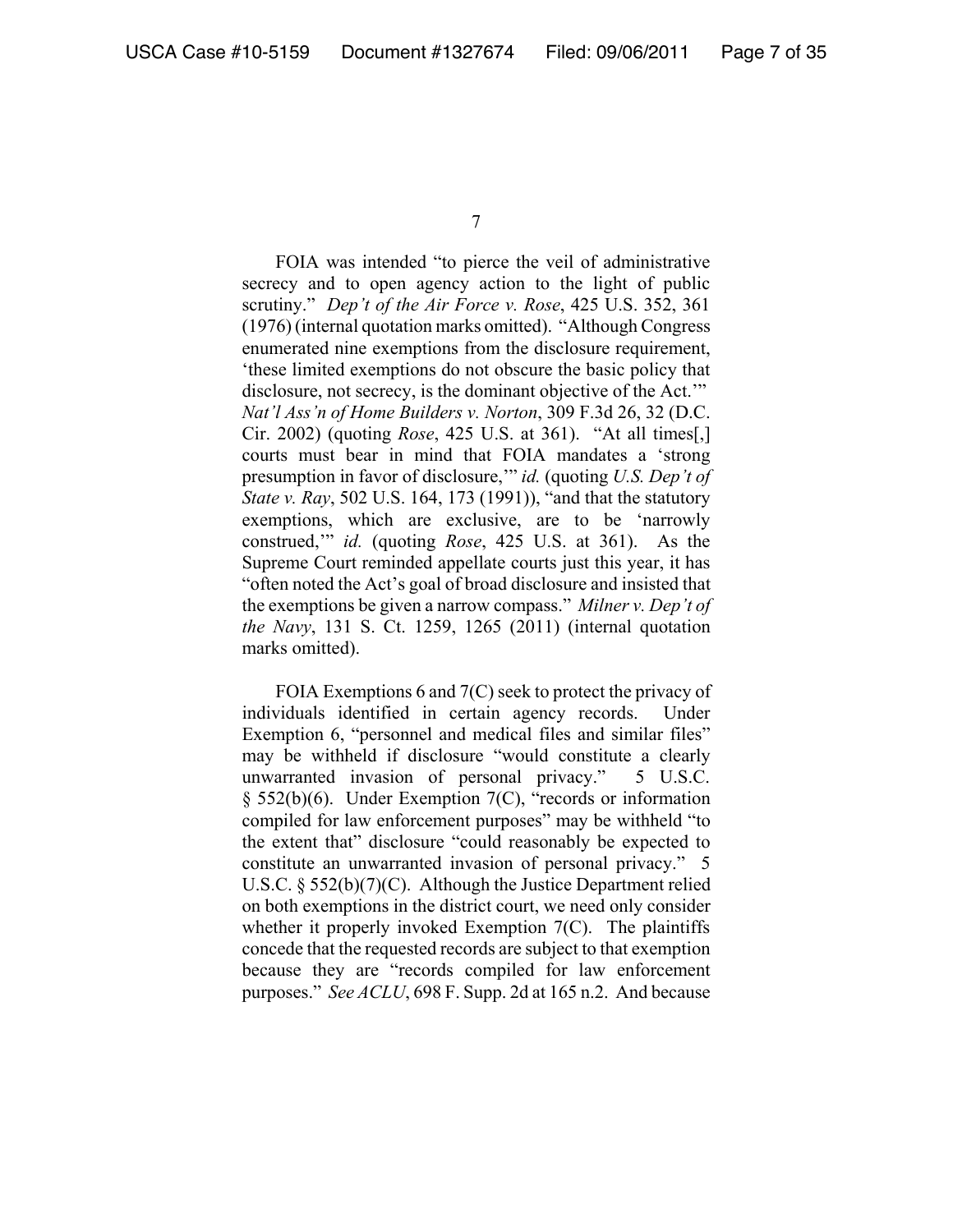FOIA was intended "to pierce the veil of administrative secrecy and to open agency action to the light of public scrutiny." *Dep't of the Air Force v. Rose*, 425 U.S. 352, 361 (1976) (internal quotation marks omitted). "Although Congress enumerated nine exemptions from the disclosure requirement, 'these limited exemptions do not obscure the basic policy that disclosure, not secrecy, is the dominant objective of the Act.'" *Nat'l Ass'n of Home Builders v. Norton*, 309 F.3d 26, 32 (D.C. Cir. 2002) (quoting *Rose*, 425 U.S. at 361). "At all times[,] courts must bear in mind that FOIA mandates a 'strong presumption in favor of disclosure,'" *id.* (quoting *U.S. Dep't of State v. Ray*, 502 U.S. 164, 173 (1991)), "and that the statutory exemptions, which are exclusive, are to be 'narrowly construed,'" *id.* (quoting *Rose*, 425 U.S. at 361). As the Supreme Court reminded appellate courts just this year, it has "often noted the Act's goal of broad disclosure and insisted that the exemptions be given a narrow compass." *Milner v. Dep't of the Navy*, 131 S. Ct. 1259, 1265 (2011) (internal quotation marks omitted).

FOIA Exemptions 6 and 7(C) seek to protect the privacy of individuals identified in certain agency records. Under Exemption 6, "personnel and medical files and similar files" may be withheld if disclosure "would constitute a clearly unwarranted invasion of personal privacy." 5 U.S.C. § 552(b)(6). Under Exemption 7(C), "records or information compiled for law enforcement purposes" may be withheld "to the extent that" disclosure "could reasonably be expected to constitute an unwarranted invasion of personal privacy." 5 U.S.C. § 552(b)(7)(C). Although the Justice Department relied on both exemptions in the district court, we need only consider whether it properly invoked Exemption 7(C). The plaintiffs concede that the requested records are subject to that exemption because they are "records compiled for law enforcement purposes." *See ACLU*, 698 F. Supp. 2d at 165 n.2. And because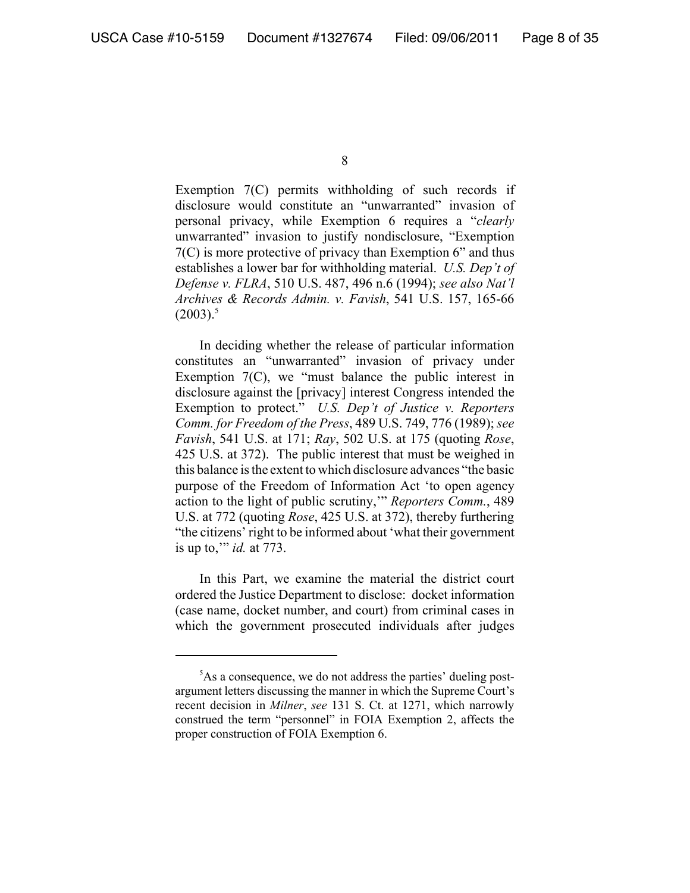Exemption 7(C) permits withholding of such records if disclosure would constitute an "unwarranted" invasion of personal privacy, while Exemption 6 requires a "*clearly* unwarranted" invasion to justify nondisclosure, "Exemption 7(C) is more protective of privacy than Exemption 6" and thus establishes a lower bar for withholding material. *U.S. Dep't of Defense v. FLRA*, 510 U.S. 487, 496 n.6 (1994); *see also Nat'l Archives & Records Admin. v. Favish*, 541 U.S. 157, 165-66 (2003).[5]

In deciding whether the release of particular information constitutes an "unwarranted" invasion of privacy under Exemption 7(C), we "must balance the public interest in disclosure against the [privacy] interest Congress intended the Exemption to protect." *U.S. Dep't of Justice v. Reporters Comm. for Freedom of the Press*, 489 U.S. 749, 776 (1989); *see Favish*, 541 U.S. at 171; *Ray*, 502 U.S. at 175 (quoting *Rose*, 425 U.S. at 372). The public interest that must be weighed in this balance is the extent to which disclosure advances "the basic purpose of the Freedom of Information Act 'to open agency action to the light of public scrutiny,'" *Reporters Comm.*, 489 U.S. at 772 (quoting *Rose*, 425 U.S. at 372), thereby furthering "the citizens' right to be informed about 'what their government is up to,'" *id.* at 773.

In this Part, we examine the material the district court ordered the Justice Department to disclose: docket information (case name, docket number, and court) from criminal cases in which the government prosecuted individuals after judges

---

[5]As a consequence, we do not address the parties' dueling post-argument letters discussing the manner in which the Supreme Court's recent decision in *Milner*, *see* 131 S. Ct. at 1271, which narrowly construed the term "personnel" in FOIA Exemption 2, affects the proper construction of FOIA Exemption 6.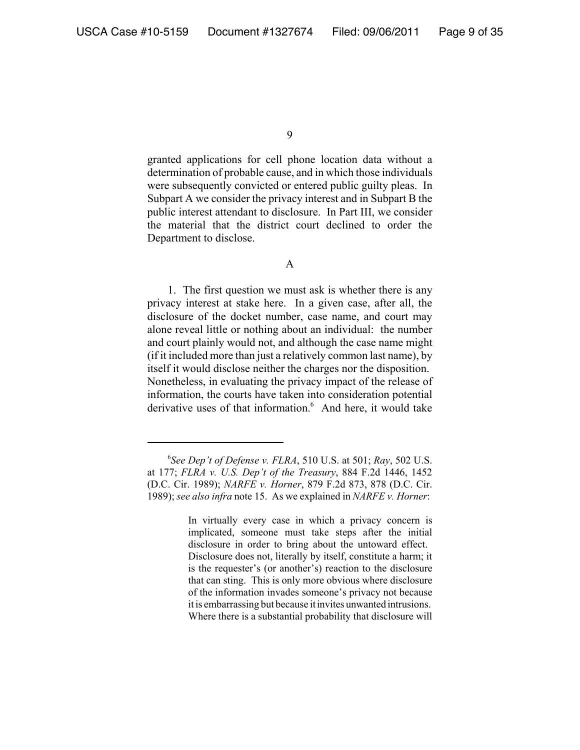granted applications for cell phone location data without a determination of probable cause, and in which those individuals were subsequently convicted or entered public guilty pleas. In Subpart A we consider the privacy interest and in Subpart B the public interest attendant to disclosure. In Part III, we consider the material that the district court declined to order the Department to disclose.

A

1. The first question we must ask is whether there is any privacy interest at stake here. In a given case, after all, the disclosure of the docket number, case name, and court may alone reveal little or nothing about an individual: the number and court plainly would not, and although the case name might (if it included more than just a relatively common last name), by itself it would disclose neither the charges nor the disposition. Nonetheless, in evaluating the privacy impact of the release of information, the courts have taken into consideration potential derivative uses of that information.[6] And here, it would take

---

[6] *See Dep't of Defense v. FLRA*, 510 U.S. at 501; *Ray*, 502 U.S. at 177; *FLRA v. U.S. Dep't of the Treasury*, 884 F.2d 1446, 1452 (D.C. Cir. 1989); *NARFE v. Horner*, 879 F.2d 873, 878 (D.C. Cir. 1989); *see also infra* note 15. As we explained in *NARFE v. Horner*:

> In virtually every case in which a privacy concern is implicated, someone must take steps after the initial disclosure in order to bring about the untoward effect. Disclosure does not, literally by itself, constitute a harm; it is the requester's (or another's) reaction to the disclosure that can sting. This is only more obvious where disclosure of the information invades someone's privacy not because it is embarrassing but because it invites unwanted intrusions. Where there is a substantial probability that disclosure will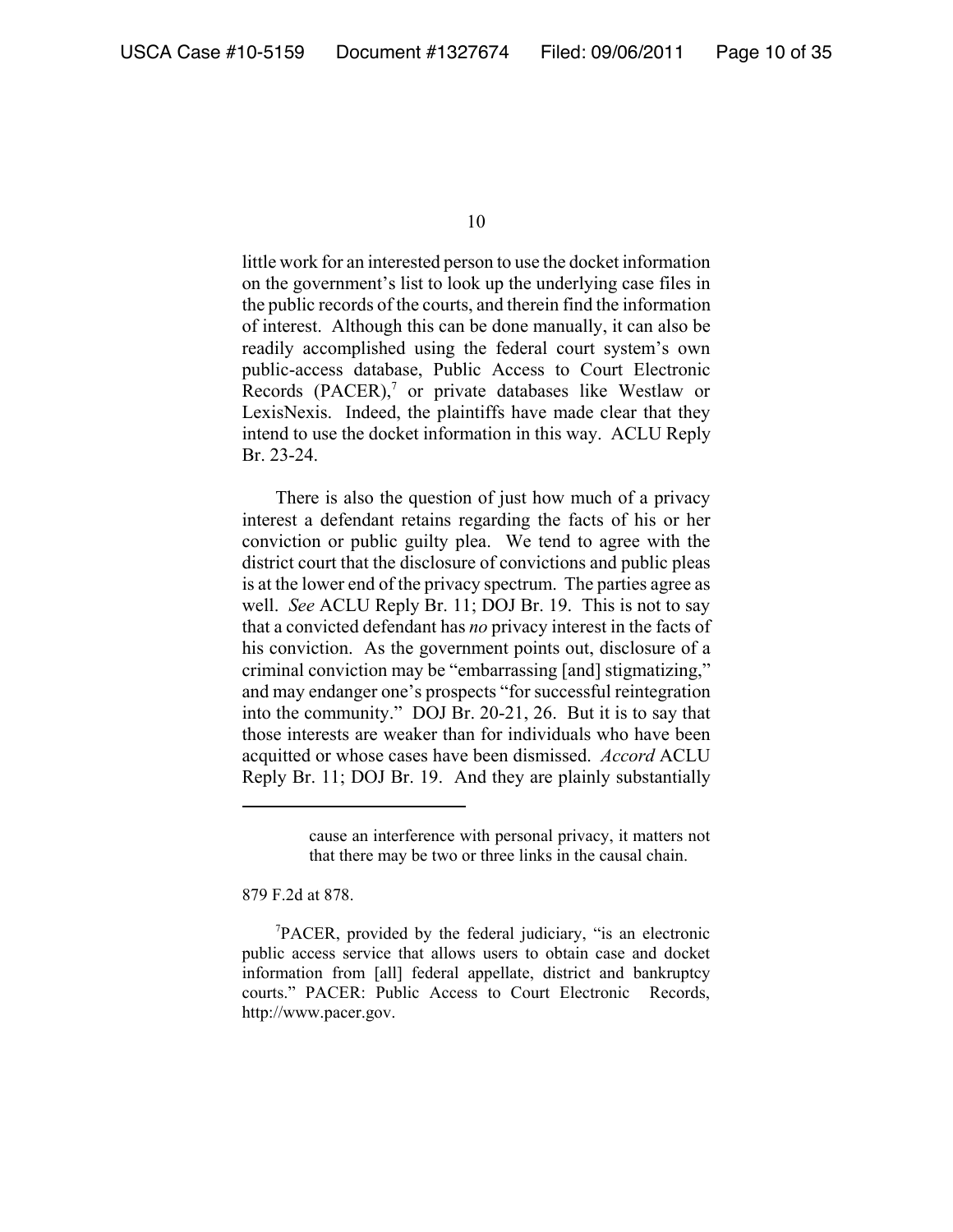little work for an interested person to use the docket information on the government's list to look up the underlying case files in the public records of the courts, and therein find the information of interest. Although this can be done manually, it can also be readily accomplished using the federal court system's own public-access database, Public Access to Court Electronic Records (PACER),[7] or private databases like Westlaw or LexisNexis. Indeed, the plaintiffs have made clear that they intend to use the docket information in this way. ACLU Reply Br. 23-24.

There is also the question of just how much of a privacy interest a defendant retains regarding the facts of his or her conviction or public guilty plea. We tend to agree with the district court that the disclosure of convictions and public pleas is at the lower end of the privacy spectrum. The parties agree as well. *See* ACLU Reply Br. 11; DOJ Br. 19. This is not to say that a convicted defendant has *no* privacy interest in the facts of his conviction. As the government points out, disclosure of a criminal conviction may be "embarrassing [and] stigmatizing," and may endanger one's prospects "for successful reintegration into the community." DOJ Br. 20-21, 26. But it is to say that those interests are weaker than for individuals who have been acquitted or whose cases have been dismissed. *Accord* ACLU Reply Br. 11; DOJ Br. 19. And they are plainly substantially

---

> cause an interference with personal privacy, it matters not that there may be two or three links in the causal chain.

879 F.2d at 878.

[7]PACER, provided by the federal judiciary, "is an electronic public access service that allows users to obtain case and docket information from [all] federal appellate, district and bankruptcy courts." PACER: Public Access to Court Electronic Records, http://www.pacer.gov.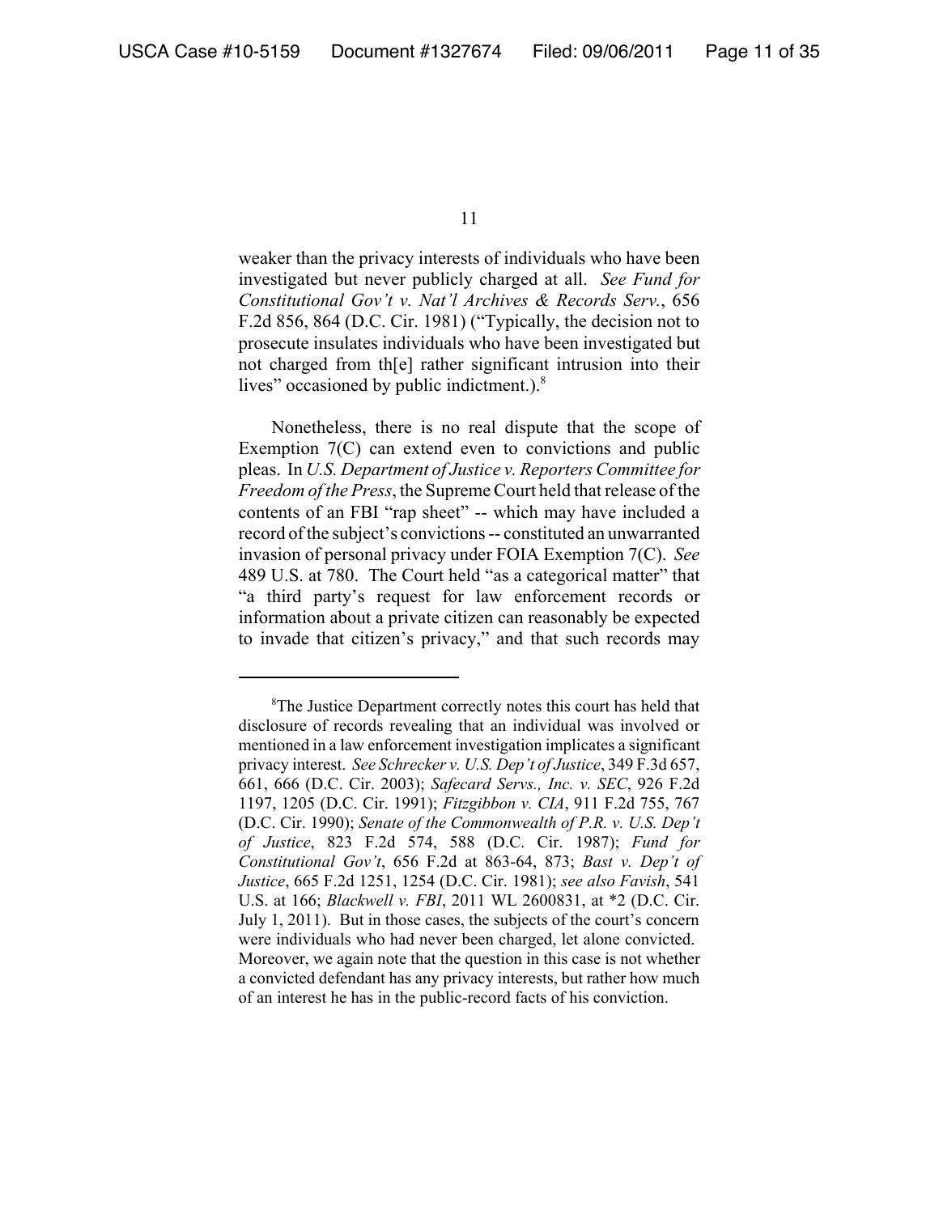weaker than the privacy interests of individuals who have been investigated but never publicly charged at all. *See Fund for Constitutional Gov't v. Nat'l Archives & Records Serv.*, 656 F.2d 856, 864 (D.C. Cir. 1981) ("Typically, the decision not to prosecute insulates individuals who have been investigated but not charged from th[e] rather significant intrusion into their lives" occasioned by public indictment.).[8]

Nonetheless, there is no real dispute that the scope of Exemption 7(C) can extend even to convictions and public pleas. In *U.S. Department of Justice v. Reporters Committee for Freedom of the Press*, the Supreme Court held that release of the contents of an FBI "rap sheet" -- which may have included a record of the subject's convictions -- constituted an unwarranted invasion of personal privacy under FOIA Exemption 7(C). *See* 489 U.S. at 780. The Court held "as a categorical matter" that "a third party's request for law enforcement records or information about a private citizen can reasonably be expected to invade that citizen's privacy," and that such records may

---

[8]The Justice Department correctly notes this court has held that disclosure of records revealing that an individual was involved or mentioned in a law enforcement investigation implicates a significant privacy interest. *See Schrecker v. U.S. Dep't of Justice*, 349 F.3d 657, 661, 666 (D.C. Cir. 2003); *Safecard Servs., Inc. v. SEC*, 926 F.2d 1197, 1205 (D.C. Cir. 1991); *Fitzgibbon v. CIA*, 911 F.2d 755, 767 (D.C. Cir. 1990); *Senate of the Commonwealth of P.R. v. U.S. Dep't of Justice*, 823 F.2d 574, 588 (D.C. Cir. 1987); *Fund for Constitutional Gov't*, 656 F.2d at 863-64, 873; *Bast v. Dep't of Justice*, 665 F.2d 1251, 1254 (D.C. Cir. 1981); *see also Favish*, 541 U.S. at 166; *Blackwell v. FBI*, 2011 WL 2600831, at *2 (D.C. Cir. July 1, 2011). But in those cases, the subjects of the court's concern were individuals who had never been charged, let alone convicted. Moreover, we again note that the question in this case is not whether a convicted defendant has any privacy interests, but rather how much of an interest he has in the public-record facts of his conviction.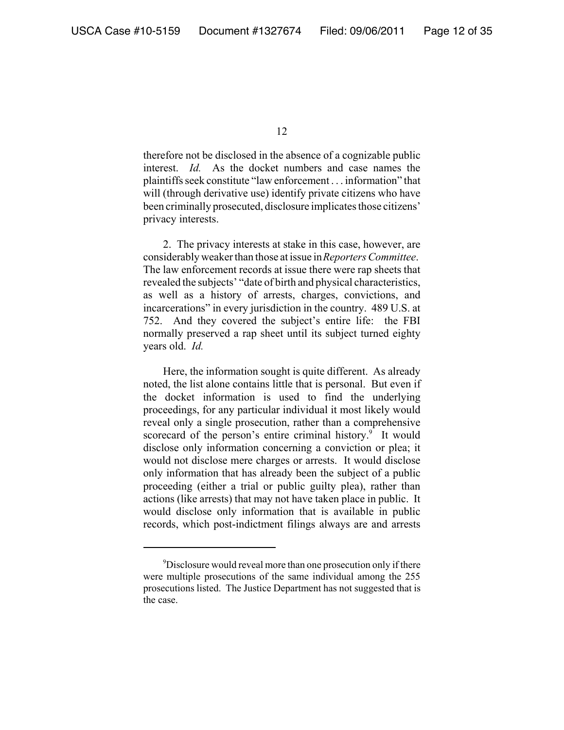therefore not be disclosed in the absence of a cognizable public interest. *Id.* As the docket numbers and case names the plaintiffs seek constitute "law enforcement . . . information" that will (through derivative use) identify private citizens who have been criminally prosecuted, disclosure implicates those citizens' privacy interests.

2. The privacy interests at stake in this case, however, are considerably weaker than those at issue in *Reporters Committee*. The law enforcement records at issue there were rap sheets that revealed the subjects' "date of birth and physical characteristics, as well as a history of arrests, charges, convictions, and incarcerations" in every jurisdiction in the country. 489 U.S. at 752. And they covered the subject's entire life: the FBI normally preserved a rap sheet until its subject turned eighty years old. *Id.*

Here, the information sought is quite different. As already noted, the list alone contains little that is personal. But even if the docket information is used to find the underlying proceedings, for any particular individual it most likely would reveal only a single prosecution, rather than a comprehensive scorecard of the person's entire criminal history.[9] It would disclose only information concerning a conviction or plea; it would not disclose mere charges or arrests. It would disclose only information that has already been the subject of a public proceeding (either a trial or public guilty plea), rather than actions (like arrests) that may not have taken place in public. It would disclose only information that is available in public records, which post-indictment filings always are and arrests

[9] Disclosure would reveal more than one prosecution only if there were multiple prosecutions of the same individual among the 255 prosecutions listed. The Justice Department has not suggested that is the case.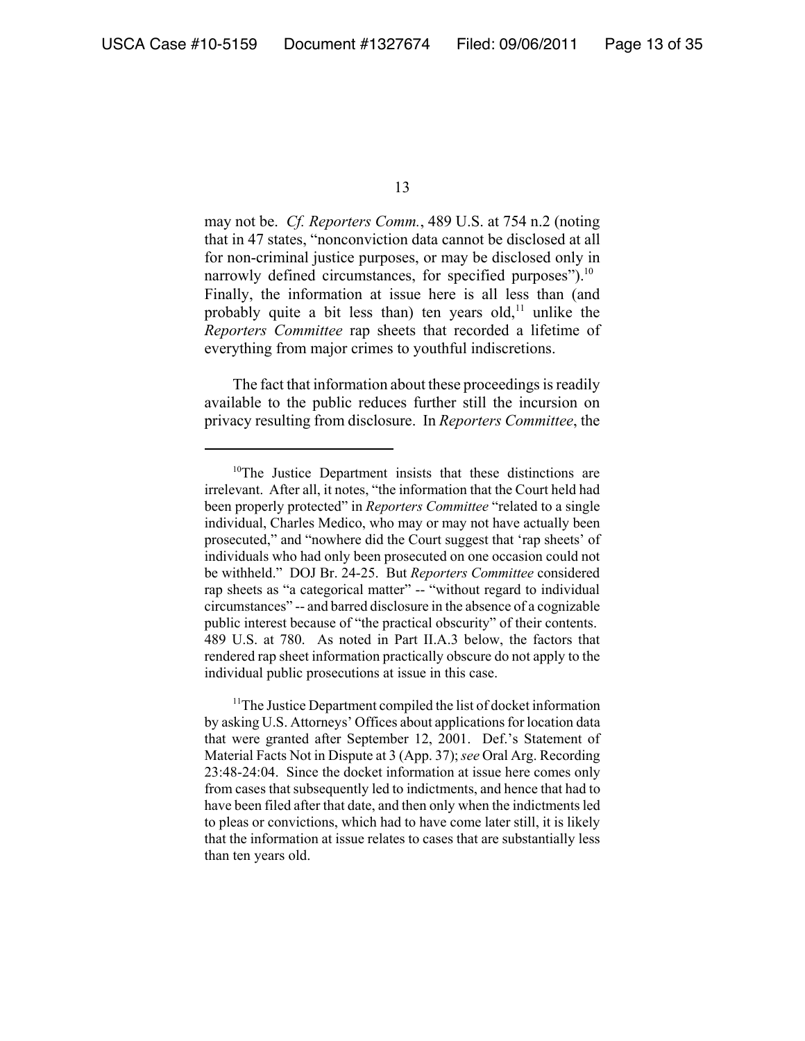may not be. *Cf. Reporters Comm.*, 489 U.S. at 754 n.2 (noting that in 47 states, "nonconviction data cannot be disclosed at all for non-criminal justice purposes, or may be disclosed only in narrowly defined circumstances, for specified purposes").[10] Finally, the information at issue here is all less than (and probably quite a bit less than) ten years old,[11] unlike the *Reporters Committee* rap sheets that recorded a lifetime of everything from major crimes to youthful indiscretions.

The fact that information about these proceedings is readily available to the public reduces further still the incursion on privacy resulting from disclosure. In *Reporters Committee*, the

---

[10]The Justice Department insists that these distinctions are irrelevant. After all, it notes, "the information that the Court held had been properly protected" in *Reporters Committee* "related to a single individual, Charles Medico, who may or may not have actually been prosecuted," and "nowhere did the Court suggest that 'rap sheets' of individuals who had only been prosecuted on one occasion could not be withheld." DOJ Br. 24-25. But *Reporters Committee* considered rap sheets as "a categorical matter" -- "without regard to individual circumstances" -- and barred disclosure in the absence of a cognizable public interest because of "the practical obscurity" of their contents. 489 U.S. at 780. As noted in Part II.A.3 below, the factors that rendered rap sheet information practically obscure do not apply to the individual public prosecutions at issue in this case.

[11]The Justice Department compiled the list of docket information by asking U.S. Attorneys' Offices about applications for location data that were granted after September 12, 2001. Def.'s Statement of Material Facts Not in Dispute at 3 (App. 37); *see* Oral Arg. Recording 23:48-24:04. Since the docket information at issue here comes only from cases that subsequently led to indictments, and hence that had to have been filed after that date, and then only when the indictments led to pleas or convictions, which had to have come later still, it is likely that the information at issue relates to cases that are substantially less than ten years old.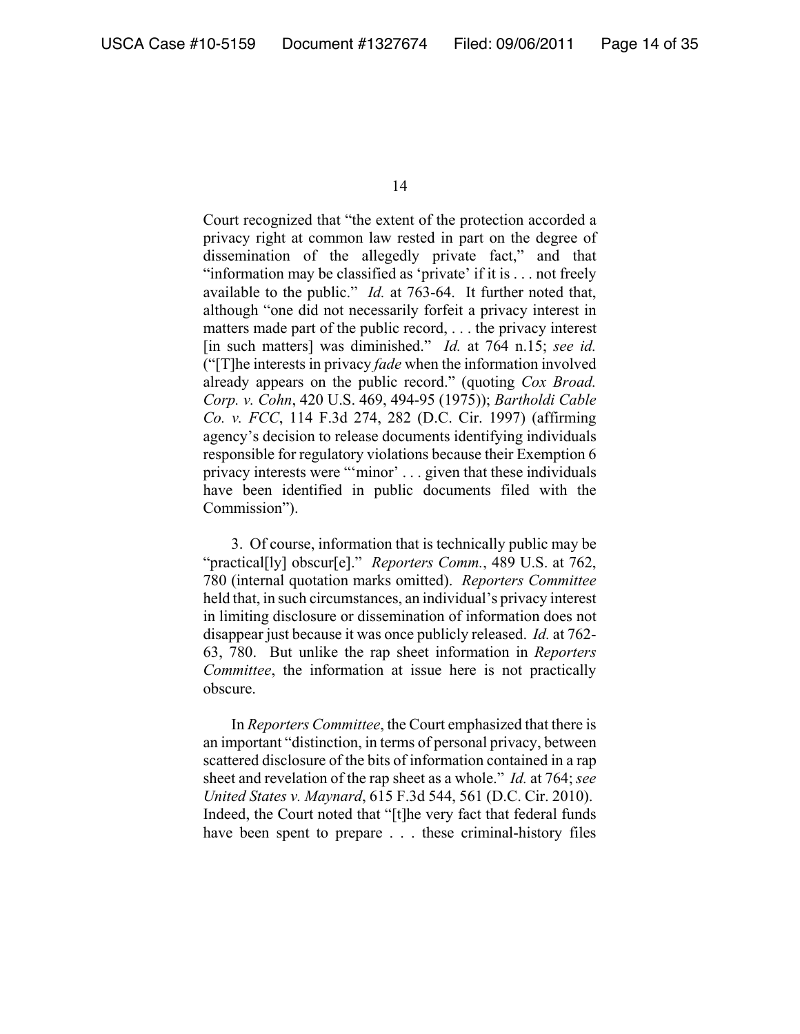Court recognized that "the extent of the protection accorded a privacy right at common law rested in part on the degree of dissemination of the allegedly private fact," and that "information may be classified as 'private' if it is . . . not freely available to the public." *Id.* at 763-64. It further noted that, although "one did not necessarily forfeit a privacy interest in matters made part of the public record, . . . the privacy interest [in such matters] was diminished." *Id.* at 764 n.15; *see id.* ("[T]he interests in privacy *fade* when the information involved already appears on the public record." (quoting *Cox Broad. Corp. v. Cohn*, 420 U.S. 469, 494-95 (1975)); *Bartholdi Cable Co. v. FCC*, 114 F.3d 274, 282 (D.C. Cir. 1997) (affirming agency's decision to release documents identifying individuals responsible for regulatory violations because their Exemption 6 privacy interests were "'minor' . . . given that these individuals have been identified in public documents filed with the Commission").

3. Of course, information that is technically public may be "practical[ly] obscur[e]." *Reporters Comm.*, 489 U.S. at 762, 780 (internal quotation marks omitted). *Reporters Committee* held that, in such circumstances, an individual's privacy interest in limiting disclosure or dissemination of information does not disappear just because it was once publicly released. *Id.* at 762-63, 780. But unlike the rap sheet information in *Reporters Committee*, the information at issue here is not practically obscure.

In *Reporters Committee*, the Court emphasized that there is an important "distinction, in terms of personal privacy, between scattered disclosure of the bits of information contained in a rap sheet and revelation of the rap sheet as a whole." *Id.* at 764; *see United States v. Maynard*, 615 F.3d 544, 561 (D.C. Cir. 2010). Indeed, the Court noted that "[t]he very fact that federal funds have been spent to prepare . . . these criminal-history files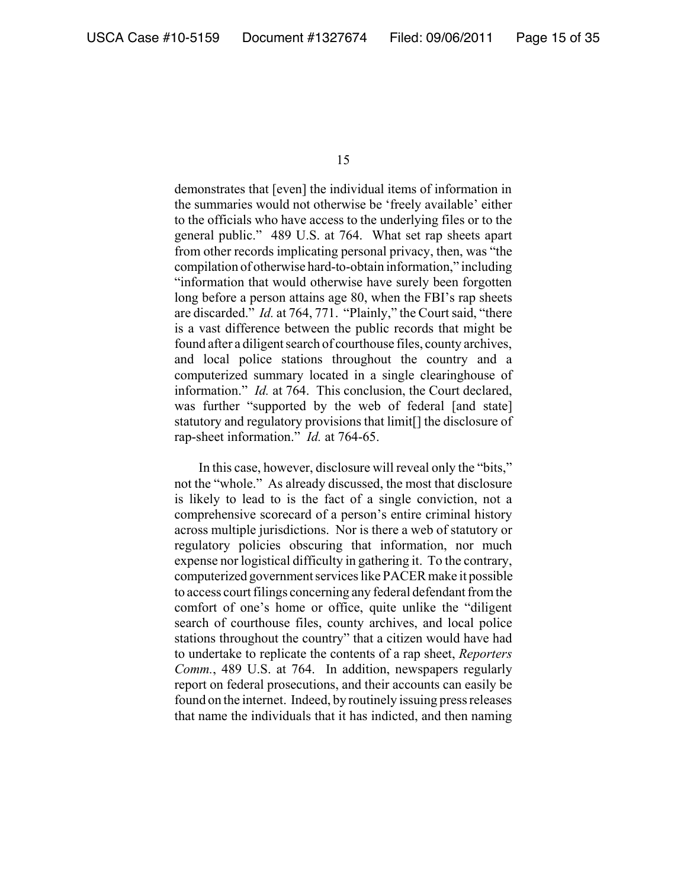demonstrates that [even] the individual items of information in the summaries would not otherwise be 'freely available' either to the officials who have access to the underlying files or to the general public." 489 U.S. at 764. What set rap sheets apart from other records implicating personal privacy, then, was "the compilation of otherwise hard-to-obtain information," including "information that would otherwise have surely been forgotten long before a person attains age 80, when the FBI's rap sheets are discarded." *Id.* at 764, 771. "Plainly," the Court said, "there is a vast difference between the public records that might be found after a diligent search of courthouse files, county archives, and local police stations throughout the country and a computerized summary located in a single clearinghouse of information." *Id.* at 764. This conclusion, the Court declared, was further "supported by the web of federal [and state] statutory and regulatory provisions that limit[] the disclosure of rap-sheet information." *Id.* at 764-65.

In this case, however, disclosure will reveal only the "bits," not the "whole." As already discussed, the most that disclosure is likely to lead to is the fact of a single conviction, not a comprehensive scorecard of a person's entire criminal history across multiple jurisdictions. Nor is there a web of statutory or regulatory policies obscuring that information, nor much expense nor logistical difficulty in gathering it. To the contrary, computerized government services like PACER make it possible to access court filings concerning any federal defendant from the comfort of one's home or office, quite unlike the "diligent search of courthouse files, county archives, and local police stations throughout the country" that a citizen would have had to undertake to replicate the contents of a rap sheet, *Reporters Comm.*, 489 U.S. at 764. In addition, newspapers regularly report on federal prosecutions, and their accounts can easily be found on the internet. Indeed, by routinely issuing press releases that name the individuals that it has indicted, and then naming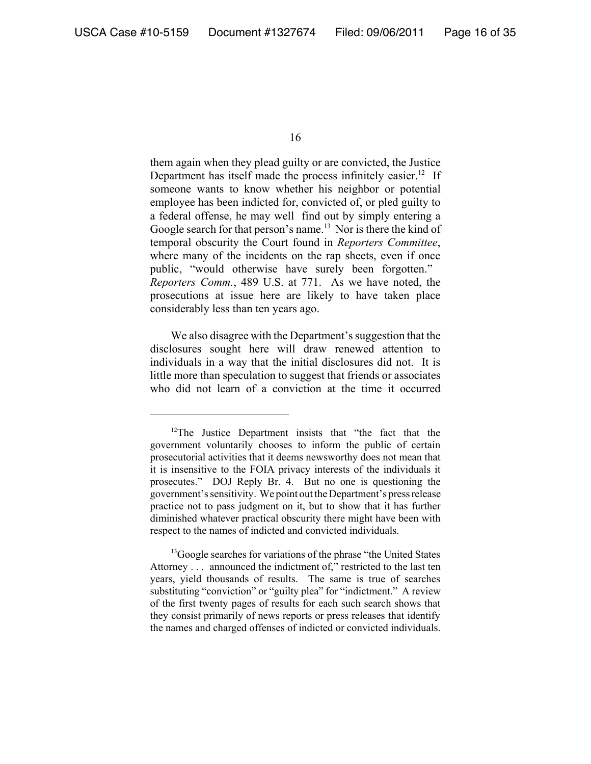them again when they plead guilty or are convicted, the Justice Department has itself made the process infinitely easier.[12] If someone wants to know whether his neighbor or potential employee has been indicted for, convicted of, or pled guilty to a federal offense, he may well find out by simply entering a Google search for that person's name.[13] Nor is there the kind of temporal obscurity the Court found in *Reporters Committee*, where many of the incidents on the rap sheets, even if once public, "would otherwise have surely been forgotten." *Reporters Comm.*, 489 U.S. at 771. As we have noted, the prosecutions at issue here are likely to have taken place considerably less than ten years ago.

We also disagree with the Department's suggestion that the disclosures sought here will draw renewed attention to individuals in a way that the initial disclosures did not. It is little more than speculation to suggest that friends or associates who did not learn of a conviction at the time it occurred

---

[12]The Justice Department insists that "the fact that the government voluntarily chooses to inform the public of certain prosecutorial activities that it deems newsworthy does not mean that it is insensitive to the FOIA privacy interests of the individuals it prosecutes." DOJ Reply Br. 4. But no one is questioning the government's sensitivity. We point out the Department's press release practice not to pass judgment on it, but to show that it has further diminished whatever practical obscurity there might have been with respect to the names of indicted and convicted individuals.

[13]Google searches for variations of the phrase "the United States Attorney . . . announced the indictment of," restricted to the last ten years, yield thousands of results. The same is true of searches substituting "conviction" or "guilty plea" for "indictment." A review of the first twenty pages of results for each such search shows that they consist primarily of news reports or press releases that identify the names and charged offenses of indicted or convicted individuals.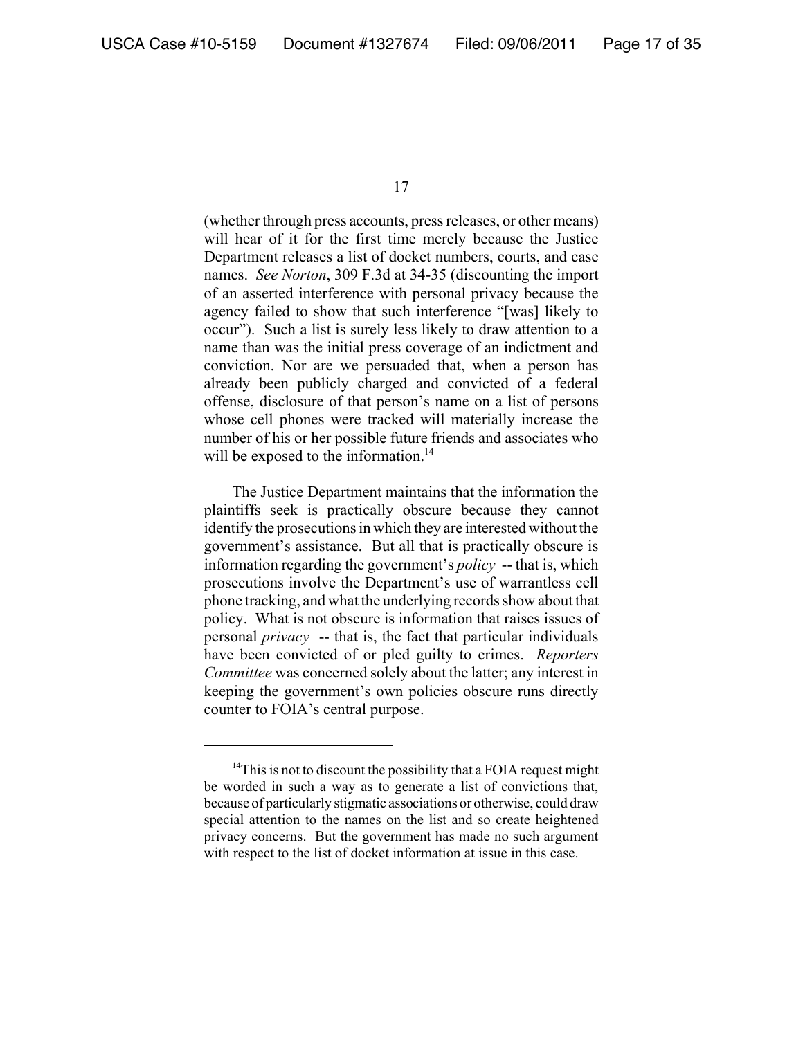(whether through press accounts, press releases, or other means) will hear of it for the first time merely because the Justice Department releases a list of docket numbers, courts, and case names. *See Norton*, 309 F.3d at 34-35 (discounting the import of an asserted interference with personal privacy because the agency failed to show that such interference "[was] likely to occur"). Such a list is surely less likely to draw attention to a name than was the initial press coverage of an indictment and conviction. Nor are we persuaded that, when a person has already been publicly charged and convicted of a federal offense, disclosure of that person's name on a list of persons whose cell phones were tracked will materially increase the number of his or her possible future friends and associates who will be exposed to the information.[14]

The Justice Department maintains that the information the plaintiffs seek is practically obscure because they cannot identify the prosecutions in which they are interested without the government's assistance. But all that is practically obscure is information regarding the government's *policy* -- that is, which prosecutions involve the Department's use of warrantless cell phone tracking, and what the underlying records show about that policy. What is not obscure is information that raises issues of personal *privacy* -- that is, the fact that particular individuals have been convicted of or pled guilty to crimes. *Reporters Committee* was concerned solely about the latter; any interest in keeping the government's own policies obscure runs directly counter to FOIA's central purpose.

---

[14]This is not to discount the possibility that a FOIA request might be worded in such a way as to generate a list of convictions that, because of particularly stigmatic associations or otherwise, could draw special attention to the names on the list and so create heightened privacy concerns. But the government has made no such argument with respect to the list of docket information at issue in this case.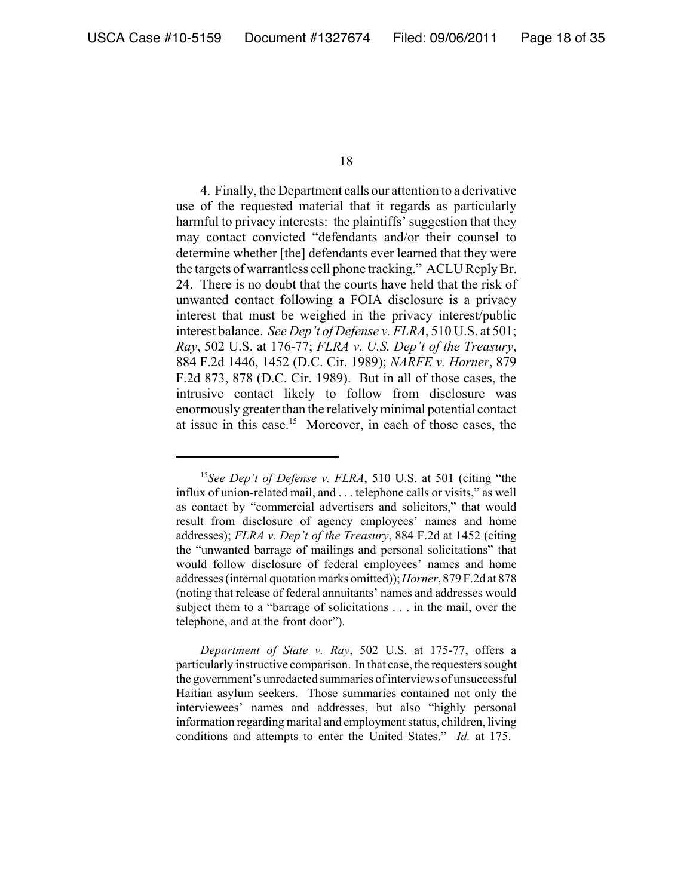4. Finally, the Department calls our attention to a derivative use of the requested material that it regards as particularly harmful to privacy interests: the plaintiffs' suggestion that they may contact convicted "defendants and/or their counsel to determine whether [the] defendants ever learned that they were the targets of warrantless cell phone tracking." ACLU Reply Br. 24. There is no doubt that the courts have held that the risk of unwanted contact following a FOIA disclosure is a privacy interest that must be weighed in the privacy interest/public interest balance. *See Dep't of Defense v. FLRA*, 510 U.S. at 501; *Ray*, 502 U.S. at 176-77; *FLRA v. U.S. Dep't of the Treasury*, 884 F.2d 1446, 1452 (D.C. Cir. 1989); *NARFE v. Horner*, 879 F.2d 873, 878 (D.C. Cir. 1989). But in all of those cases, the intrusive contact likely to follow from disclosure was enormously greater than the relatively minimal potential contact at issue in this case.[15] Moreover, in each of those cases, the

---

[15] *See Dep't of Defense v. FLRA*, 510 U.S. at 501 (citing "the influx of union-related mail, and . . . telephone calls or visits," as well as contact by "commercial advertisers and solicitors," that would result from disclosure of agency employees' names and home addresses); *FLRA v. Dep't of the Treasury*, 884 F.2d at 1452 (citing the "unwanted barrage of mailings and personal solicitations" that would follow disclosure of federal employees' names and home addresses (internal quotation marks omitted)); *Horner*, 879 F.2d at 878 (noting that release of federal annuitants' names and addresses would subject them to a "barrage of solicitations . . . in the mail, over the telephone, and at the front door").

*Department of State v. Ray*, 502 U.S. at 175-77, offers a particularly instructive comparison. In that case, the requesters sought the government's unredacted summaries of interviews of unsuccessful Haitian asylum seekers. Those summaries contained not only the interviewees' names and addresses, but also "highly personal information regarding marital and employment status, children, living conditions and attempts to enter the United States." *Id.* at 175.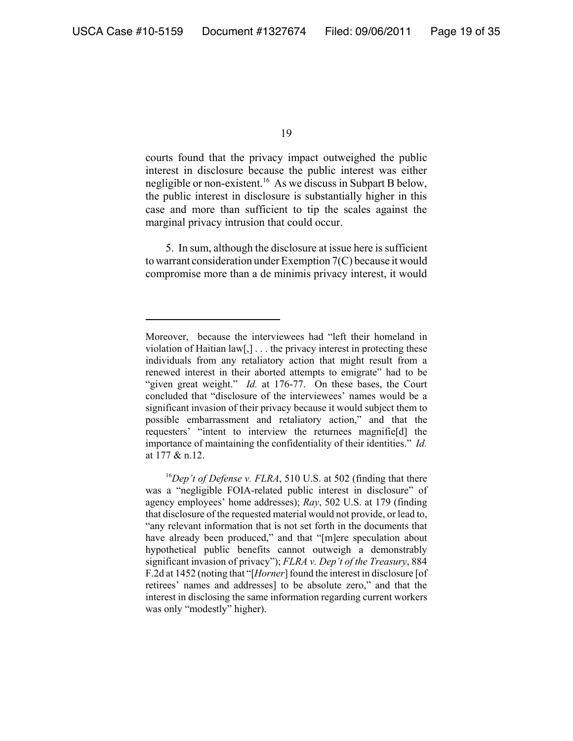courts found that the privacy impact outweighed the public interest in disclosure because the public interest was either negligible or non-existent.[16] As we discuss in Subpart B below, the public interest in disclosure is substantially higher in this case and more than sufficient to tip the scales against the marginal privacy intrusion that could occur.

5. In sum, although the disclosure at issue here is sufficient to warrant consideration under Exemption 7(C) because it would compromise more than a de minimis privacy interest, it would

---

Moreover, because the interviewees had "left their homeland in violation of Haitian law[,] . . . the privacy interest in protecting these individuals from any retaliatory action that might result from a renewed interest in their aborted attempts to emigrate" had to be "given great weight." *Id.* at 176-77. On these bases, the Court concluded that "disclosure of the interviewees' names would be a significant invasion of their privacy because it would subject them to possible embarrassment and retaliatory action," and that the requesters' "intent to interview the returnees magnifie[d] the importance of maintaining the confidentiality of their identities." *Id.* at 177 & n.12.

[16]*Dep't of Defense v. FLRA*, 510 U.S. at 502 (finding that there was a "negligible FOIA-related public interest in disclosure" of agency employees' home addresses); *Ray*, 502 U.S. at 179 (finding that disclosure of the requested material would not provide, or lead to, "any relevant information that is not set forth in the documents that have already been produced," and that "[m]ere speculation about hypothetical public benefits cannot outweigh a demonstrably significant invasion of privacy"); *FLRA v. Dep't of the Treasury*, 884 F.2d at 1452 (noting that "[*Horner*] found the interest in disclosure [of retirees' names and addresses] to be absolute zero," and that the interest in disclosing the same information regarding current workers was only "modestly" higher).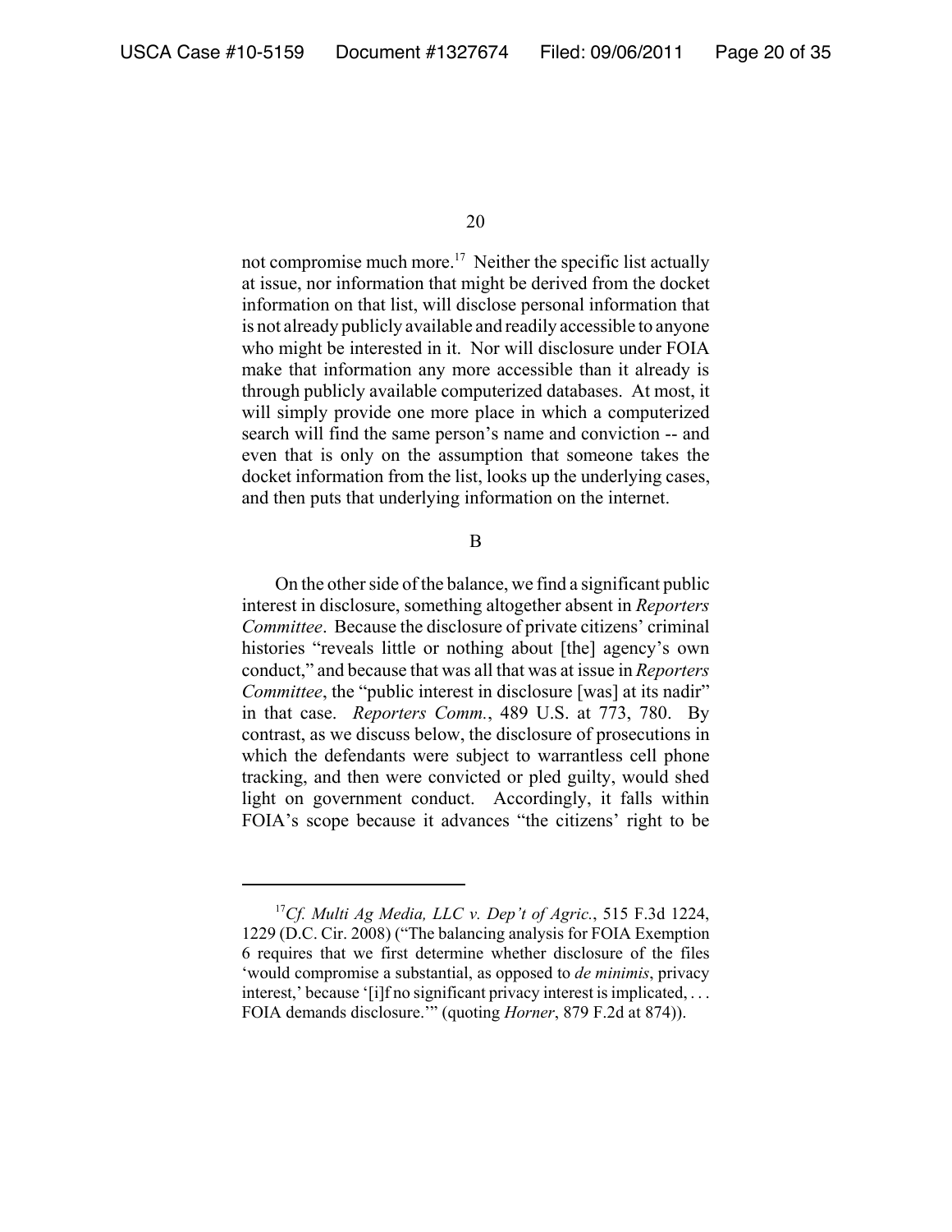not compromise much more.[17] Neither the specific list actually at issue, nor information that might be derived from the docket information on that list, will disclose personal information that is not already publicly available and readily accessible to anyone who might be interested in it. Nor will disclosure under FOIA make that information any more accessible than it already is through publicly available computerized databases. At most, it will simply provide one more place in which a computerized search will find the same person's name and conviction -- and even that is only on the assumption that someone takes the docket information from the list, looks up the underlying cases, and then puts that underlying information on the internet.

B

On the other side of the balance, we find a significant public interest in disclosure, something altogether absent in *Reporters Committee*. Because the disclosure of private citizens' criminal histories "reveals little or nothing about [the] agency's own conduct," and because that was all that was at issue in *Reporters Committee*, the "public interest in disclosure [was] at its nadir" in that case. *Reporters Comm.*, 489 U.S. at 773, 780. By contrast, as we discuss below, the disclosure of prosecutions in which the defendants were subject to warrantless cell phone tracking, and then were convicted or pled guilty, would shed light on government conduct. Accordingly, it falls within FOIA's scope because it advances "the citizens' right to be

---

[17] *Cf. Multi Ag Media, LLC v. Dep't of Agric.*, 515 F.3d 1224, 1229 (D.C. Cir. 2008) ("The balancing analysis for FOIA Exemption 6 requires that we first determine whether disclosure of the files 'would compromise a substantial, as opposed to *de minimis*, privacy interest,' because '[i]f no significant privacy interest is implicated, . . . FOIA demands disclosure.'" (quoting *Horner*, 879 F.2d at 874)).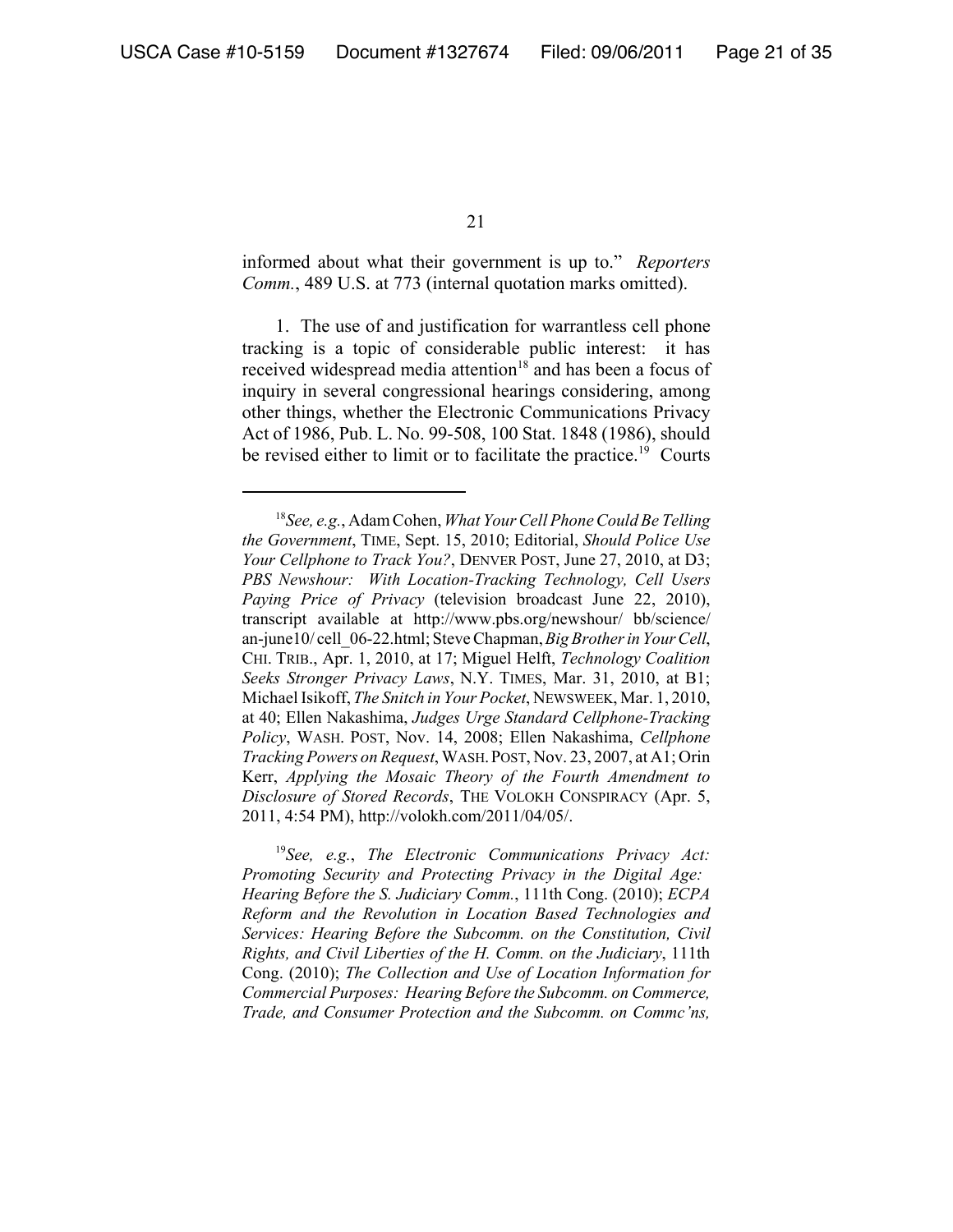informed about what their government is up to." *Reporters Comm.*, 489 U.S. at 773 (internal quotation marks omitted).

1. The use of and justification for warrantless cell phone tracking is a topic of considerable public interest: it has received widespread media attention[18] and has been a focus of inquiry in several congressional hearings considering, among other things, whether the Electronic Communications Privacy Act of 1986, Pub. L. No. 99-508, 100 Stat. 1848 (1986), should be revised either to limit or to facilitate the practice.[19] Courts

---

[18] *See, e.g.*, Adam Cohen, *What Your Cell Phone Could Be Telling the Government*, TIME, Sept. 15, 2010; Editorial, *Should Police Use Your Cellphone to Track You?*, DENVER POST, June 27, 2010, at D3; *PBS Newshour: With Location-Tracking Technology, Cell Users Paying Price of Privacy* (television broadcast June 22, 2010), transcript available at http://www.pbs.org/newshour/ bb/science/ an-june10/ cell_06-22.html; Steve Chapman, *Big Brother in Your Cell*, CHI. TRIB., Apr. 1, 2010, at 17; Miguel Helft, *Technology Coalition Seeks Stronger Privacy Laws*, N.Y. TIMES, Mar. 31, 2010, at B1; Michael Isikoff, *The Snitch in Your Pocket*, NEWSWEEK, Mar. 1, 2010, at 40; Ellen Nakashima, *Judges Urge Standard Cellphone-Tracking Policy*, WASH. POST, Nov. 14, 2008; Ellen Nakashima, *Cellphone Tracking Powers on Request*, WASH. POST, Nov. 23, 2007, at A1; Orin Kerr, *Applying the Mosaic Theory of the Fourth Amendment to Disclosure of Stored Records*, THE VOLOKH CONSPIRACY (Apr. 5, 2011, 4:54 PM), http://volokh.com/2011/04/05/.

[19] *See, e.g.*, *The Electronic Communications Privacy Act: Promoting Security and Protecting Privacy in the Digital Age: Hearing Before the S. Judiciary Comm.*, 111th Cong. (2010); *ECPA Reform and the Revolution in Location Based Technologies and Services: Hearing Before the Subcomm. on the Constitution, Civil Rights, and Civil Liberties of the H. Comm. on the Judiciary*, 111th Cong. (2010); *The Collection and Use of Location Information for Commercial Purposes: Hearing Before the Subcomm. on Commerce, Trade, and Consumer Protection and the Subcomm. on Commc'ns,*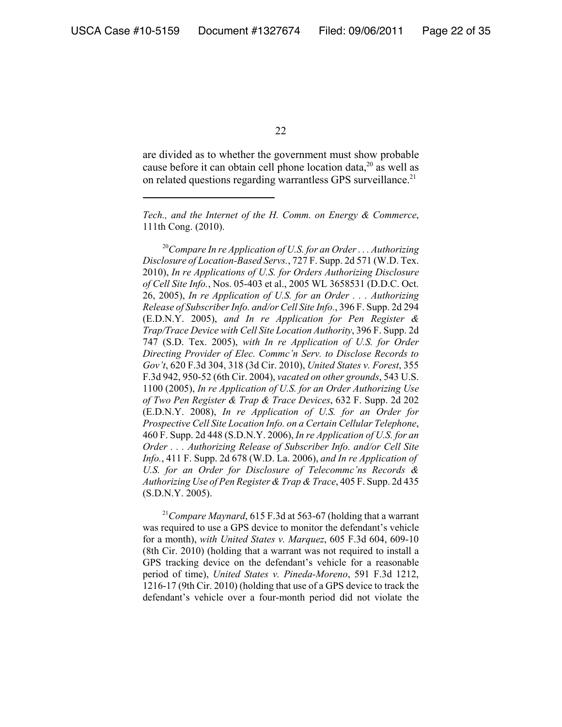are divided as to whether the government must show probable cause before it can obtain cell phone location data,[20] as well as on related questions regarding warrantless GPS surveillance.[21]

---

*Tech., and the Internet of the H. Comm. on Energy & Commerce*, 111th Cong. (2010).

[20]*Compare In re Application of U.S. for an Order . . . Authorizing Disclosure of Location-Based Servs.*, 727 F. Supp. 2d 571 (W.D. Tex. 2010), *In re Applications of U.S. for Orders Authorizing Disclosure of Cell Site Info.*, Nos. 05-403 et al., 2005 WL 3658531 (D.D.C. Oct. 26, 2005), *In re Application of U.S. for an Order . . . Authorizing Release of Subscriber Info. and/or Cell Site Info.*, 396 F. Supp. 2d 294 (E.D.N.Y. 2005), *and In re Application for Pen Register & Trap/Trace Device with Cell Site Location Authority*, 396 F. Supp. 2d 747 (S.D. Tex. 2005), *with In re Application of U.S. for Order Directing Provider of Elec. Commc'n Serv. to Disclose Records to Gov't*, 620 F.3d 304, 318 (3d Cir. 2010), *United States v. Forest*, 355 F.3d 942, 950-52 (6th Cir. 2004), *vacated on other grounds*, 543 U.S. 1100 (2005), *In re Application of U.S. for an Order Authorizing Use of Two Pen Register & Trap & Trace Devices*, 632 F. Supp. 2d 202 (E.D.N.Y. 2008), *In re Application of U.S. for an Order for Prospective Cell Site Location Info. on a Certain Cellular Telephone*, 460 F. Supp. 2d 448 (S.D.N.Y. 2006), *In re Application of U.S. for an Order . . . Authorizing Release of Subscriber Info. and/or Cell Site Info.*, 411 F. Supp. 2d 678 (W.D. La. 2006), *and In re Application of U.S. for an Order for Disclosure of Telecommc'ns Records & Authorizing Use of Pen Register & Trap & Trace*, 405 F. Supp. 2d 435 (S.D.N.Y. 2005).

[21]*Compare Maynard*, 615 F.3d at 563-67 (holding that a warrant was required to use a GPS device to monitor the defendant's vehicle for a month), *with United States v. Marquez*, 605 F.3d 604, 609-10 (8th Cir. 2010) (holding that a warrant was not required to install a GPS tracking device on the defendant's vehicle for a reasonable period of time), *United States v. Pineda-Moreno*, 591 F.3d 1212, 1216-17 (9th Cir. 2010) (holding that use of a GPS device to track the defendant's vehicle over a four-month period did not violate the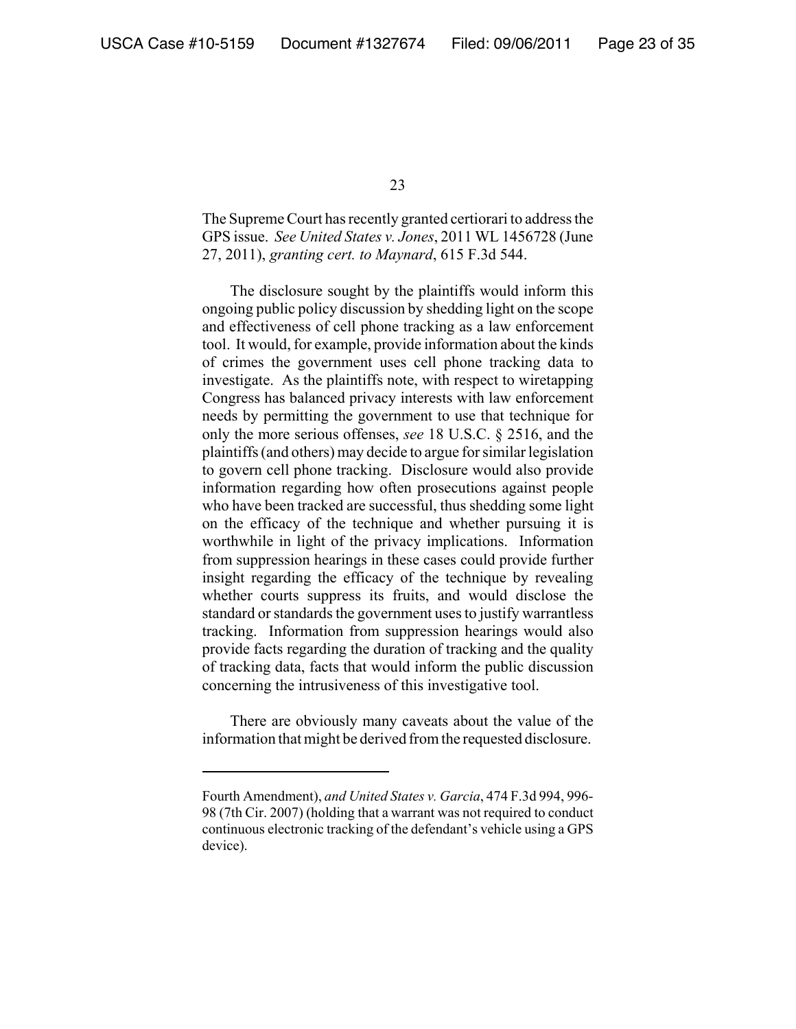The Supreme Court has recently granted certiorari to address the GPS issue. *See United States v. Jones*, 2011 WL 1456728 (June 27, 2011), *granting cert. to Maynard*, 615 F.3d 544.

The disclosure sought by the plaintiffs would inform this ongoing public policy discussion by shedding light on the scope and effectiveness of cell phone tracking as a law enforcement tool. It would, for example, provide information about the kinds of crimes the government uses cell phone tracking data to investigate. As the plaintiffs note, with respect to wiretapping Congress has balanced privacy interests with law enforcement needs by permitting the government to use that technique for only the more serious offenses, *see* 18 U.S.C. § 2516, and the plaintiffs (and others) may decide to argue for similar legislation to govern cell phone tracking. Disclosure would also provide information regarding how often prosecutions against people who have been tracked are successful, thus shedding some light on the efficacy of the technique and whether pursuing it is worthwhile in light of the privacy implications. Information from suppression hearings in these cases could provide further insight regarding the efficacy of the technique by revealing whether courts suppress its fruits, and would disclose the standard or standards the government uses to justify warrantless tracking. Information from suppression hearings would also provide facts regarding the duration of tracking and the quality of tracking data, facts that would inform the public discussion concerning the intrusiveness of this investigative tool.

There are obviously many caveats about the value of the information that might be derived from the requested disclosure.

---

Fourth Amendment), *and United States v. Garcia*, 474 F.3d 994, 996-98 (7th Cir. 2007) (holding that a warrant was not required to conduct continuous electronic tracking of the defendant's vehicle using a GPS device).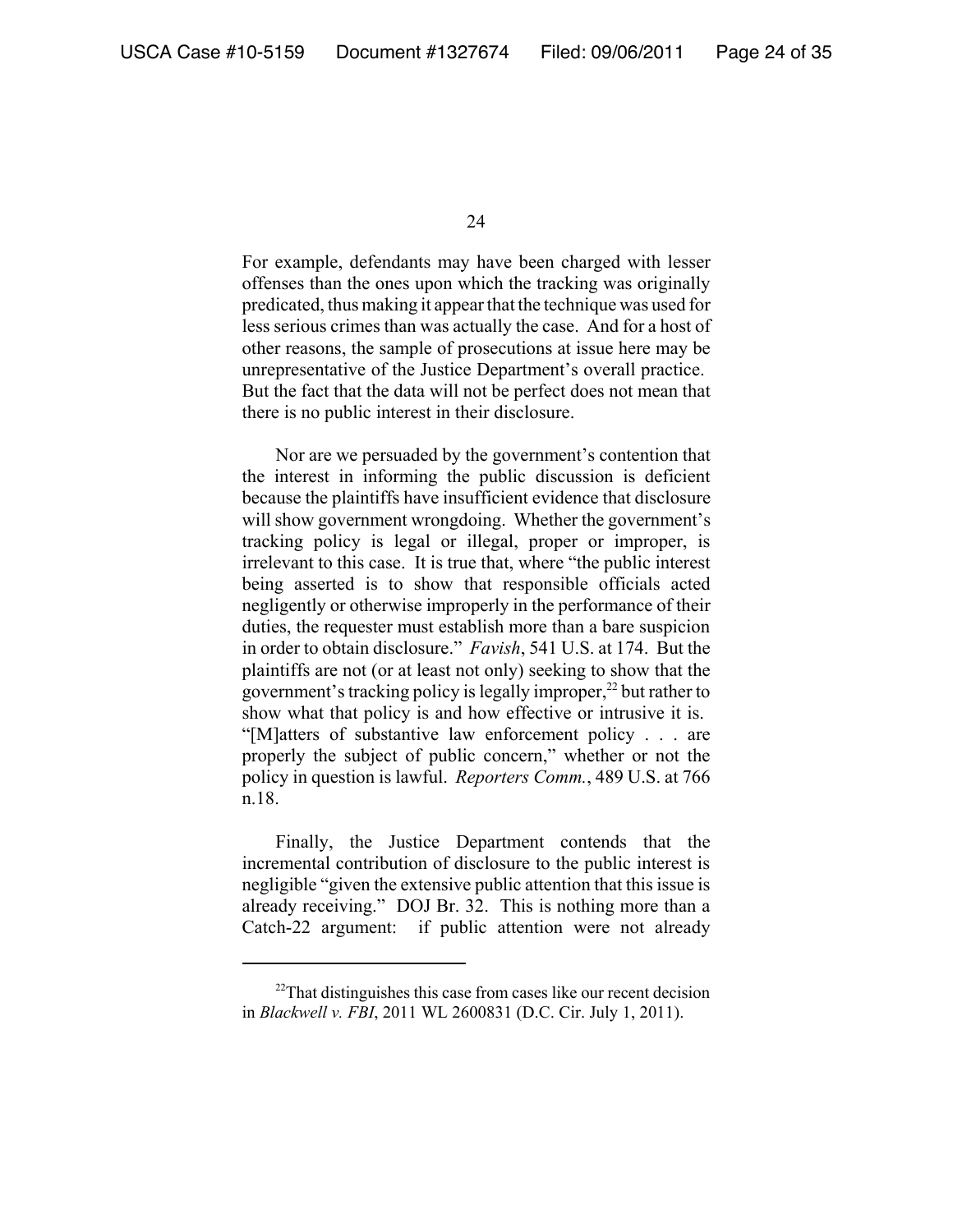For example, defendants may have been charged with lesser offenses than the ones upon which the tracking was originally predicated, thus making it appear that the technique was used for less serious crimes than was actually the case. And for a host of other reasons, the sample of prosecutions at issue here may be unrepresentative of the Justice Department's overall practice. But the fact that the data will not be perfect does not mean that there is no public interest in their disclosure.

Nor are we persuaded by the government's contention that the interest in informing the public discussion is deficient because the plaintiffs have insufficient evidence that disclosure will show government wrongdoing. Whether the government's tracking policy is legal or illegal, proper or improper, is irrelevant to this case. It is true that, where "the public interest being asserted is to show that responsible officials acted negligently or otherwise improperly in the performance of their duties, the requester must establish more than a bare suspicion in order to obtain disclosure." *Favish*, 541 U.S. at 174. But the plaintiffs are not (or at least not only) seeking to show that the government's tracking policy is legally improper,[22] but rather to show what that policy is and how effective or intrusive it is. "[M]atters of substantive law enforcement policy . . . are properly the subject of public concern," whether or not the policy in question is lawful. *Reporters Comm.*, 489 U.S. at 766 n.18.

Finally, the Justice Department contends that the incremental contribution of disclosure to the public interest is negligible "given the extensive public attention that this issue is already receiving." DOJ Br. 32. This is nothing more than a Catch-22 argument: if public attention were not already

---

[22] That distinguishes this case from cases like our recent decision in *Blackwell v. FBI*, 2011 WL 2600831 (D.C. Cir. July 1, 2011).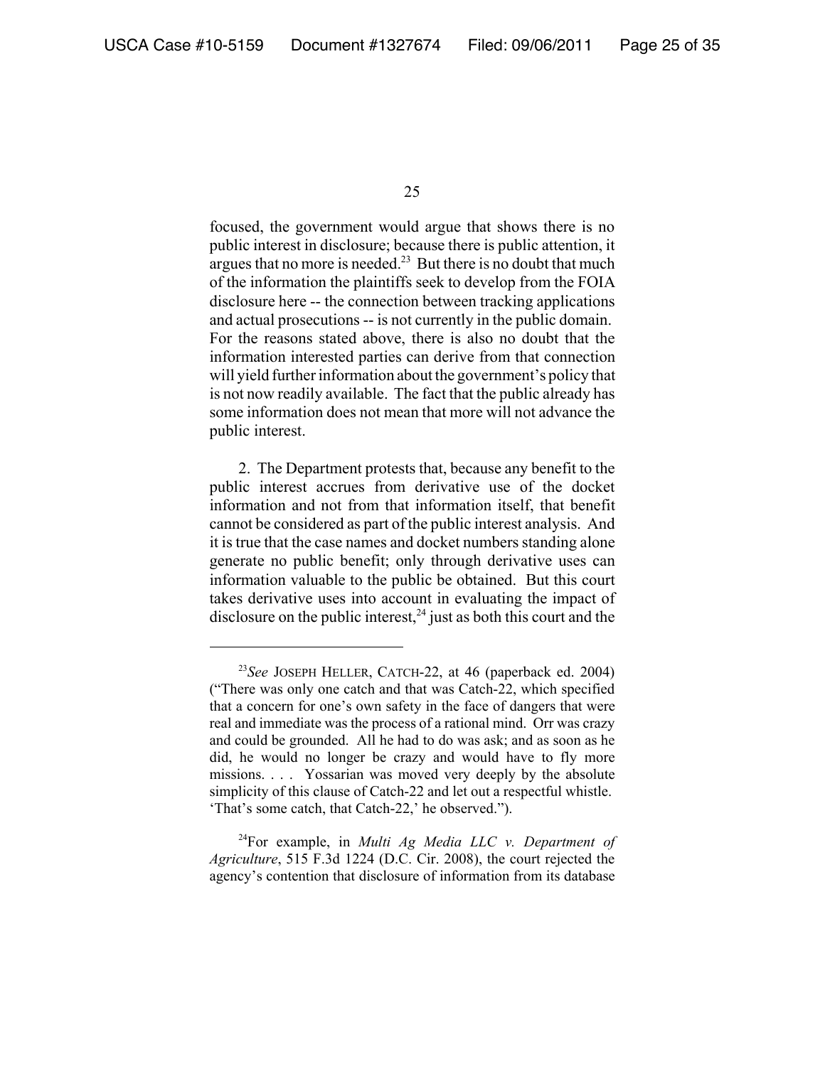focused, the government would argue that shows there is no public interest in disclosure; because there is public attention, it argues that no more is needed.[23] But there is no doubt that much of the information the plaintiffs seek to develop from the FOIA disclosure here -- the connection between tracking applications and actual prosecutions -- is not currently in the public domain. For the reasons stated above, there is also no doubt that the information interested parties can derive from that connection will yield further information about the government's policy that is not now readily available. The fact that the public already has some information does not mean that more will not advance the public interest.

2. The Department protests that, because any benefit to the public interest accrues from derivative use of the docket information and not from that information itself, that benefit cannot be considered as part of the public interest analysis. And it is true that the case names and docket numbers standing alone generate no public benefit; only through derivative uses can information valuable to the public be obtained. But this court takes derivative uses into account in evaluating the impact of disclosure on the public interest,[24] just as both this court and the

---

[23]*See* JOSEPH HELLER, CATCH-22, at 46 (paperback ed. 2004) ("There was only one catch and that was Catch-22, which specified that a concern for one's own safety in the face of dangers that were real and immediate was the process of a rational mind. Orr was crazy and could be grounded. All he had to do was ask; and as soon as he did, he would no longer be crazy and would have to fly more missions. . . . Yossarian was moved very deeply by the absolute simplicity of this clause of Catch-22 and let out a respectful whistle. 'That's some catch, that Catch-22,' he observed.").

[24]For example, in *Multi Ag Media LLC v. Department of Agriculture*, 515 F.3d 1224 (D.C. Cir. 2008), the court rejected the agency's contention that disclosure of information from its database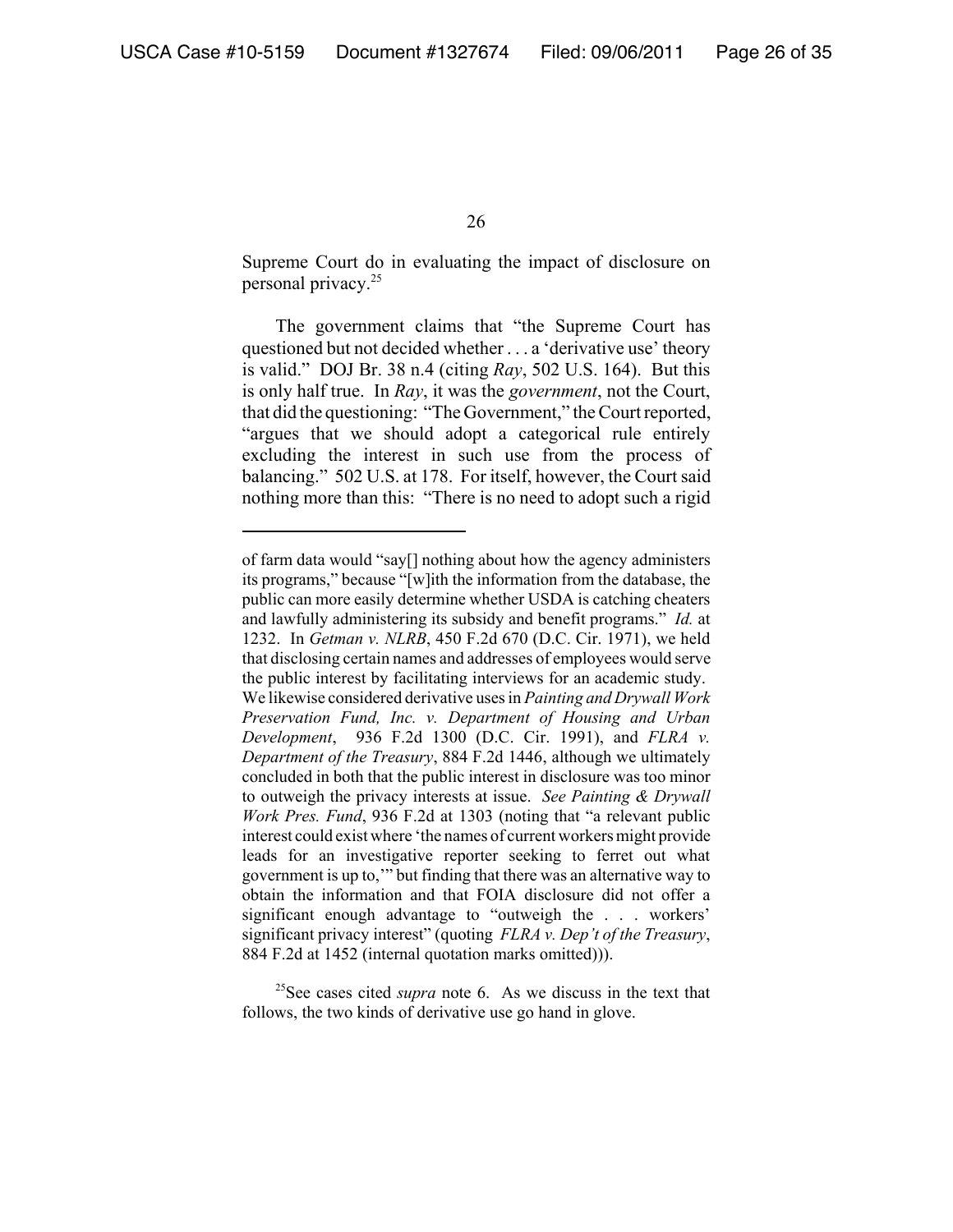Supreme Court do in evaluating the impact of disclosure on personal privacy.[25]

The government claims that "the Supreme Court has questioned but not decided whether . . . a 'derivative use' theory is valid." DOJ Br. 38 n.4 (citing *Ray*, 502 U.S. 164). But this is only half true. In *Ray*, it was the *government*, not the Court, that did the questioning: "The Government," the Court reported, "argues that we should adopt a categorical rule entirely excluding the interest in such use from the process of balancing." 502 U.S. at 178. For itself, however, the Court said nothing more than this: "There is no need to adopt such a rigid

---

of farm data would "say[] nothing about how the agency administers its programs," because "[w]ith the information from the database, the public can more easily determine whether USDA is catching cheaters and lawfully administering its subsidy and benefit programs." *Id.* at 1232. In *Getman v. NLRB*, 450 F.2d 670 (D.C. Cir. 1971), we held that disclosing certain names and addresses of employees would serve the public interest by facilitating interviews for an academic study. We likewise considered derivative uses in *Painting and Drywall Work Preservation Fund, Inc. v. Department of Housing and Urban Development*, 936 F.2d 1300 (D.C. Cir. 1991), and *FLRA v. Department of the Treasury*, 884 F.2d 1446, although we ultimately concluded in both that the public interest in disclosure was too minor to outweigh the privacy interests at issue. *See Painting & Drywall Work Pres. Fund*, 936 F.2d at 1303 (noting that "a relevant public interest could exist where 'the names of current workers might provide leads for an investigative reporter seeking to ferret out what government is up to,'" but finding that there was an alternative way to obtain the information and that FOIA disclosure did not offer a significant enough advantage to "outweigh the . . . workers' significant privacy interest" (quoting *FLRA v. Dep't of the Treasury*, 884 F.2d at 1452 (internal quotation marks omitted))).

[25] See cases cited *supra* note 6. As we discuss in the text that follows, the two kinds of derivative use go hand in glove.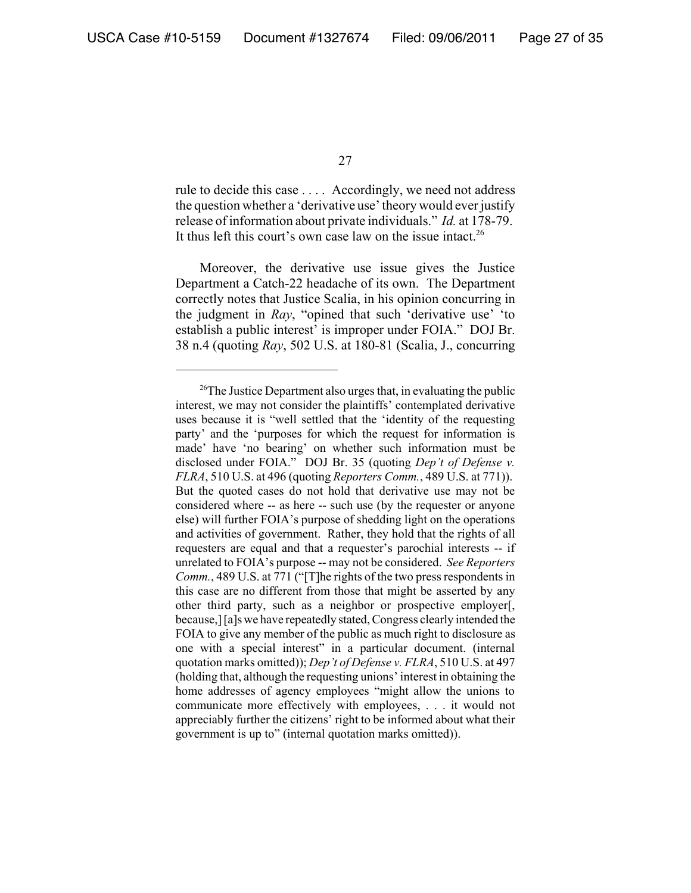rule to decide this case . . . . Accordingly, we need not address the question whether a 'derivative use' theory would ever justify release of information about private individuals." *Id.* at 178-79. It thus left this court's own case law on the issue intact.[26]

Moreover, the derivative use issue gives the Justice Department a Catch-22 headache of its own. The Department correctly notes that Justice Scalia, in his opinion concurring in the judgment in *Ray*, "opined that such 'derivative use' 'to establish a public interest' is improper under FOIA." DOJ Br. 38 n.4 (quoting *Ray*, 502 U.S. at 180-81 (Scalia, J., concurring

---

[26]The Justice Department also urges that, in evaluating the public interest, we may not consider the plaintiffs' contemplated derivative uses because it is "well settled that the 'identity of the requesting party' and the 'purposes for which the request for information is made' have 'no bearing' on whether such information must be disclosed under FOIA." DOJ Br. 35 (quoting *Dep't of Defense v. FLRA*, 510 U.S. at 496 (quoting *Reporters Comm.*, 489 U.S. at 771)). But the quoted cases do not hold that derivative use may not be considered where -- as here -- such use (by the requester or anyone else) will further FOIA's purpose of shedding light on the operations and activities of government. Rather, they hold that the rights of all requesters are equal and that a requester's parochial interests -- if unrelated to FOIA's purpose -- may not be considered. *See Reporters Comm.*, 489 U.S. at 771 ("[T]he rights of the two press respondents in this case are no different from those that might be asserted by any other third party, such as a neighbor or prospective employer[, because,] [a]s we have repeatedly stated, Congress clearly intended the FOIA to give any member of the public as much right to disclosure as one with a special interest" in a particular document. (internal quotation marks omitted)); *Dep't of Defense v. FLRA*, 510 U.S. at 497 (holding that, although the requesting unions' interest in obtaining the home addresses of agency employees "might allow the unions to communicate more effectively with employees, . . . it would not appreciably further the citizens' right to be informed about what their government is up to" (internal quotation marks omitted)).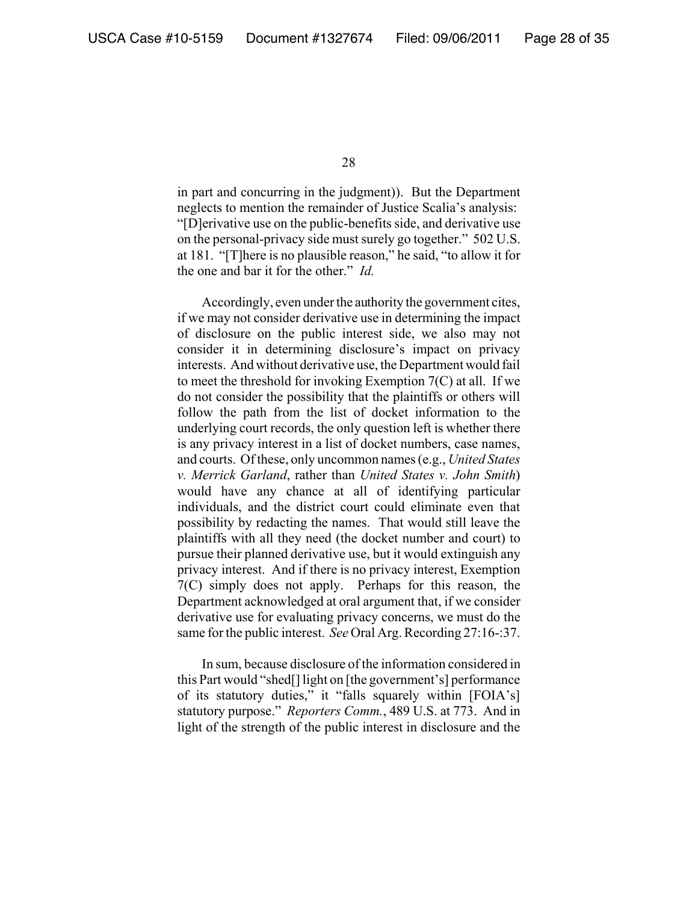in part and concurring in the judgment)). But the Department neglects to mention the remainder of Justice Scalia's analysis: "[D]erivative use on the public-benefits side, and derivative use on the personal-privacy side must surely go together." 502 U.S. at 181. "[T]here is no plausible reason," he said, "to allow it for the one and bar it for the other." *Id.*

Accordingly, even under the authority the government cites, if we may not consider derivative use in determining the impact of disclosure on the public interest side, we also may not consider it in determining disclosure's impact on privacy interests. And without derivative use, the Department would fail to meet the threshold for invoking Exemption 7(C) at all. If we do not consider the possibility that the plaintiffs or others will follow the path from the list of docket information to the underlying court records, the only question left is whether there is any privacy interest in a list of docket numbers, case names, and courts. Of these, only uncommon names (e.g., *United States v. Merrick Garland*, rather than *United States v. John Smith*) would have any chance at all of identifying particular individuals, and the district court could eliminate even that possibility by redacting the names. That would still leave the plaintiffs with all they need (the docket number and court) to pursue their planned derivative use, but it would extinguish any privacy interest. And if there is no privacy interest, Exemption 7(C) simply does not apply. Perhaps for this reason, the Department acknowledged at oral argument that, if we consider derivative use for evaluating privacy concerns, we must do the same for the public interest. *See* Oral Arg. Recording 27:16-:37.

In sum, because disclosure of the information considered in this Part would "shed[] light on [the government's] performance of its statutory duties," it "falls squarely within [FOIA's] statutory purpose." *Reporters Comm.*, 489 U.S. at 773. And in light of the strength of the public interest in disclosure and the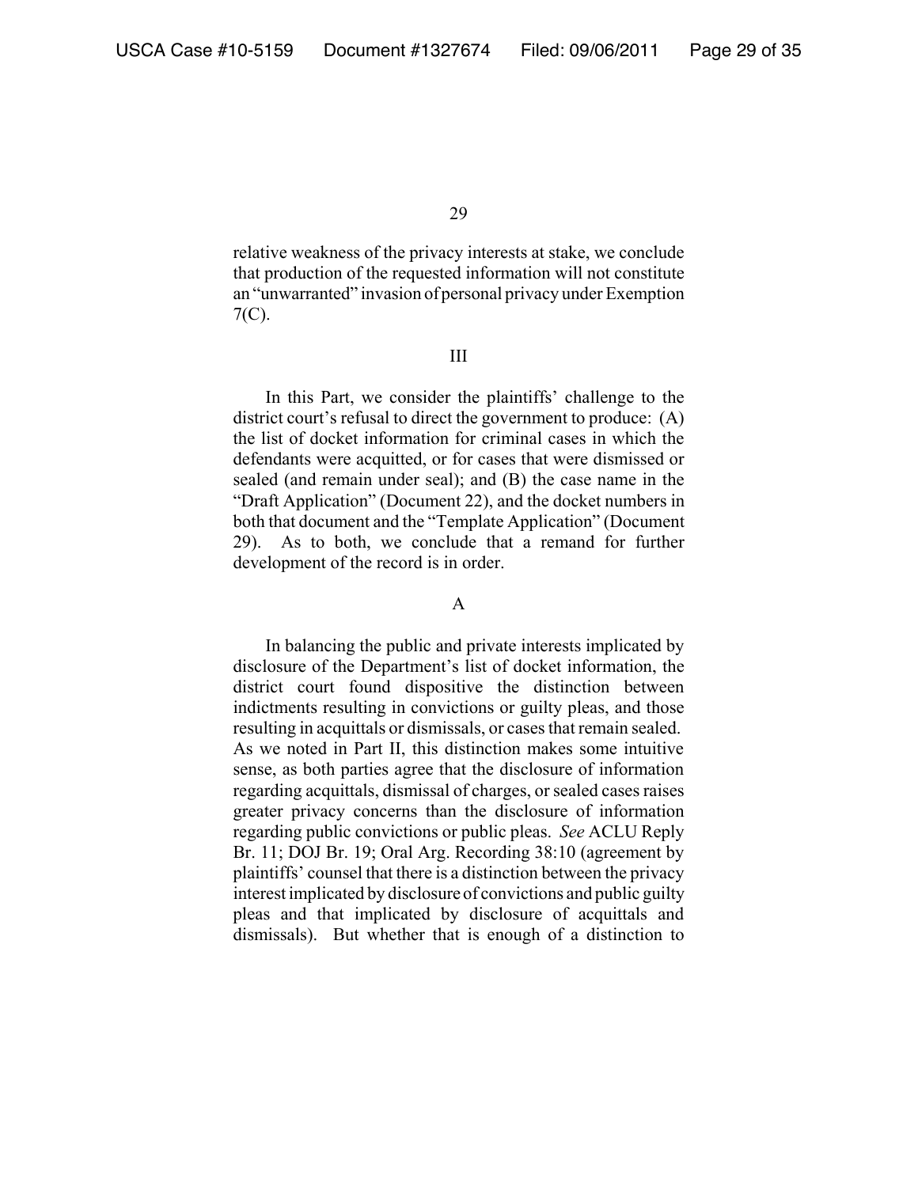relative weakness of the privacy interests at stake, we conclude that production of the requested information will not constitute an "unwarranted" invasion of personal privacy under Exemption 7(C).

## III

In this Part, we consider the plaintiffs' challenge to the district court's refusal to direct the government to produce: (A) the list of docket information for criminal cases in which the defendants were acquitted, or for cases that were dismissed or sealed (and remain under seal); and (B) the case name in the "Draft Application" (Document 22), and the docket numbers in both that document and the "Template Application" (Document 29). As to both, we conclude that a remand for further development of the record is in order.

### A

In balancing the public and private interests implicated by disclosure of the Department's list of docket information, the district court found dispositive the distinction between indictments resulting in convictions or guilty pleas, and those resulting in acquittals or dismissals, or cases that remain sealed. As we noted in Part II, this distinction makes some intuitive sense, as both parties agree that the disclosure of information regarding acquittals, dismissal of charges, or sealed cases raises greater privacy concerns than the disclosure of information regarding public convictions or public pleas. *See* ACLU Reply Br. 11; DOJ Br. 19; Oral Arg. Recording 38:10 (agreement by plaintiffs' counsel that there is a distinction between the privacy interest implicated by disclosure of convictions and public guilty pleas and that implicated by disclosure of acquittals and dismissals). But whether that is enough of a distinction to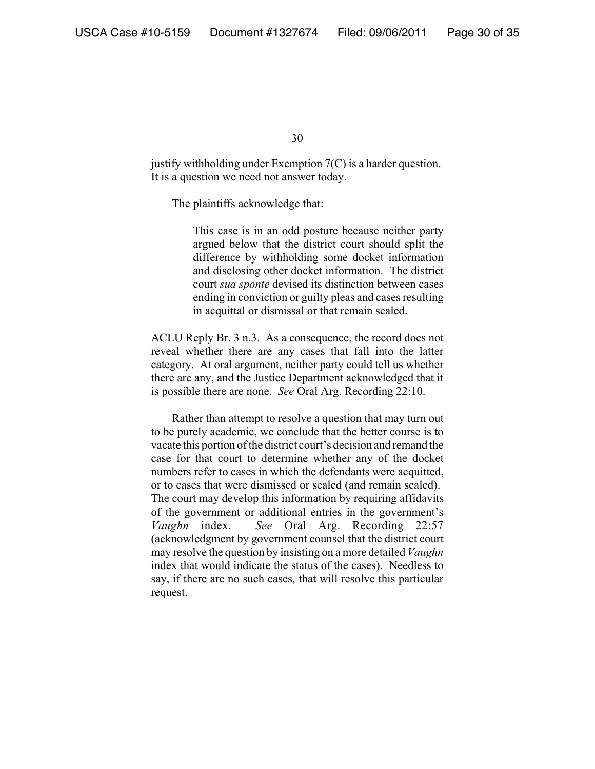justify withholding under Exemption 7(C) is a harder question. It is a question we need not answer today.

The plaintiffs acknowledge that:

> This case is in an odd posture because neither party argued below that the district court should split the difference by withholding some docket information and disclosing other docket information. The district court *sua sponte* devised its distinction between cases ending in conviction or guilty pleas and cases resulting in acquittal or dismissal or that remain sealed.

ACLU Reply Br. 3 n.3. As a consequence, the record does not reveal whether there are any cases that fall into the latter category. At oral argument, neither party could tell us whether there are any, and the Justice Department acknowledged that it is possible there are none. *See* Oral Arg. Recording 22:10.

Rather than attempt to resolve a question that may turn out to be purely academic, we conclude that the better course is to vacate this portion of the district court's decision and remand the case for that court to determine whether any of the docket numbers refer to cases in which the defendants were acquitted, or to cases that were dismissed or sealed (and remain sealed). The court may develop this information by requiring affidavits of the government or additional entries in the government's *Vaughn* index. *See* Oral Arg. Recording 22:57 (acknowledgment by government counsel that the district court may resolve the question by insisting on a more detailed *Vaughn* index that would indicate the status of the cases). Needless to say, if there are no such cases, that will resolve this particular request.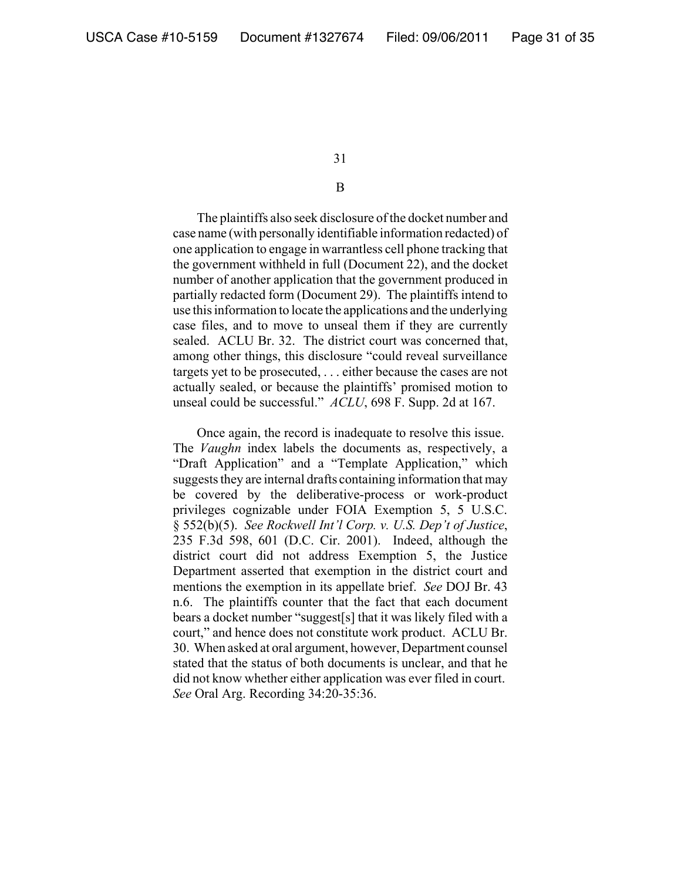B

The plaintiffs also seek disclosure of the docket number and case name (with personally identifiable information redacted) of one application to engage in warrantless cell phone tracking that the government withheld in full (Document 22), and the docket number of another application that the government produced in partially redacted form (Document 29). The plaintiffs intend to use this information to locate the applications and the underlying case files, and to move to unseal them if they are currently sealed. ACLU Br. 32. The district court was concerned that, among other things, this disclosure "could reveal surveillance targets yet to be prosecuted, . . . either because the cases are not actually sealed, or because the plaintiffs' promised motion to unseal could be successful." *ACLU*, 698 F. Supp. 2d at 167.

Once again, the record is inadequate to resolve this issue. The *Vaughn* index labels the documents as, respectively, a "Draft Application" and a "Template Application," which suggests they are internal drafts containing information that may be covered by the deliberative-process or work-product privileges cognizable under FOIA Exemption 5, 5 U.S.C. § 552(b)(5). *See Rockwell Int'l Corp. v. U.S. Dep't of Justice*, 235 F.3d 598, 601 (D.C. Cir. 2001). Indeed, although the district court did not address Exemption 5, the Justice Department asserted that exemption in the district court and mentions the exemption in its appellate brief. *See* DOJ Br. 43 n.6. The plaintiffs counter that the fact that each document bears a docket number "suggest[s] that it was likely filed with a court," and hence does not constitute work product. ACLU Br. 30. When asked at oral argument, however, Department counsel stated that the status of both documents is unclear, and that he did not know whether either application was ever filed in court. *See* Oral Arg. Recording 34:20-35:36.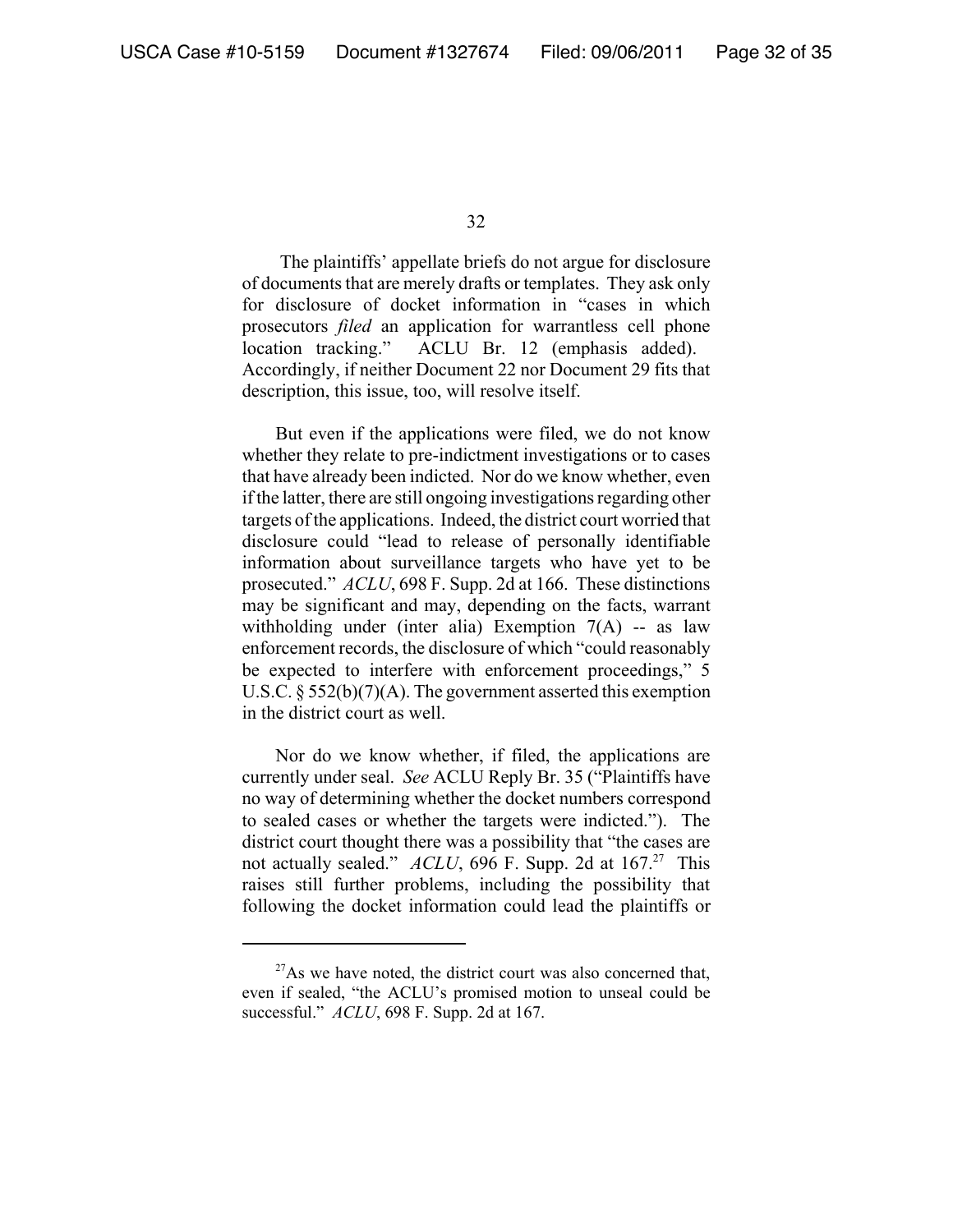The plaintiffs' appellate briefs do not argue for disclosure of documents that are merely drafts or templates. They ask only for disclosure of docket information in "cases in which prosecutors *filed* an application for warrantless cell phone location tracking." ACLU Br. 12 (emphasis added). Accordingly, if neither Document 22 nor Document 29 fits that description, this issue, too, will resolve itself.

But even if the applications were filed, we do not know whether they relate to pre-indictment investigations or to cases that have already been indicted. Nor do we know whether, even if the latter, there are still ongoing investigations regarding other targets of the applications. Indeed, the district court worried that disclosure could "lead to release of personally identifiable information about surveillance targets who have yet to be prosecuted." *ACLU*, 698 F. Supp. 2d at 166. These distinctions may be significant and may, depending on the facts, warrant withholding under (inter alia) Exemption 7(A) -- as law enforcement records, the disclosure of which "could reasonably be expected to interfere with enforcement proceedings," 5 U.S.C. § 552(b)(7)(A). The government asserted this exemption in the district court as well.

Nor do we know whether, if filed, the applications are currently under seal. *See* ACLU Reply Br. 35 ("Plaintiffs have no way of determining whether the docket numbers correspond to sealed cases or whether the targets were indicted."). The district court thought there was a possibility that "the cases are not actually sealed." *ACLU*, 696 F. Supp. 2d at 167.[27] This raises still further problems, including the possibility that following the docket information could lead the plaintiffs or

[27] As we have noted, the district court was also concerned that, even if sealed, "the ACLU's promised motion to unseal could be successful." *ACLU*, 698 F. Supp. 2d at 167.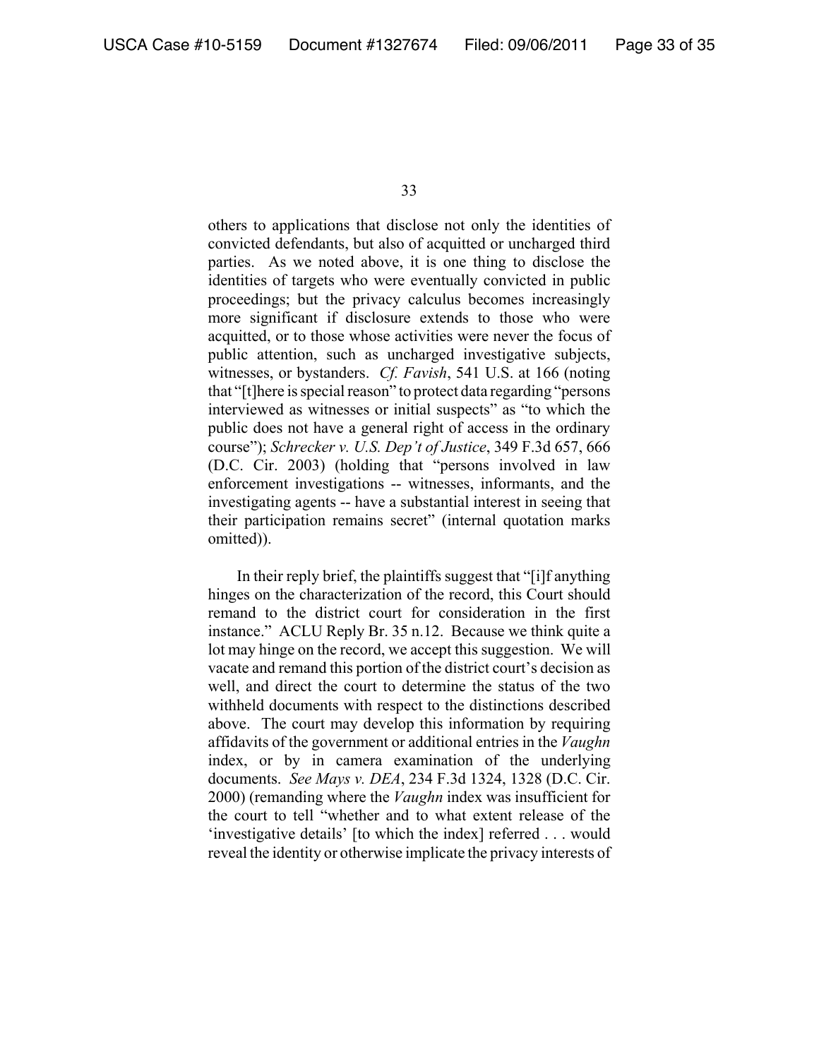others to applications that disclose not only the identities of convicted defendants, but also of acquitted or uncharged third parties. As we noted above, it is one thing to disclose the identities of targets who were eventually convicted in public proceedings; but the privacy calculus becomes increasingly more significant if disclosure extends to those who were acquitted, or to those whose activities were never the focus of public attention, such as uncharged investigative subjects, witnesses, or bystanders. *Cf. Favish*, 541 U.S. at 166 (noting that "[t]here is special reason" to protect data regarding "persons interviewed as witnesses or initial suspects" as "to which the public does not have a general right of access in the ordinary course"); *Schrecker v. U.S. Dep't of Justice*, 349 F.3d 657, 666 (D.C. Cir. 2003) (holding that "persons involved in law enforcement investigations -- witnesses, informants, and the investigating agents -- have a substantial interest in seeing that their participation remains secret" (internal quotation marks omitted)).

In their reply brief, the plaintiffs suggest that "[i]f anything hinges on the characterization of the record, this Court should remand to the district court for consideration in the first instance." ACLU Reply Br. 35 n.12. Because we think quite a lot may hinge on the record, we accept this suggestion. We will vacate and remand this portion of the district court's decision as well, and direct the court to determine the status of the two withheld documents with respect to the distinctions described above. The court may develop this information by requiring affidavits of the government or additional entries in the *Vaughn* index, or by in camera examination of the underlying documents. *See Mays v. DEA*, 234 F.3d 1324, 1328 (D.C. Cir. 2000) (remanding where the *Vaughn* index was insufficient for the court to tell "whether and to what extent release of the 'investigative details' [to which the index] referred . . . would reveal the identity or otherwise implicate the privacy interests of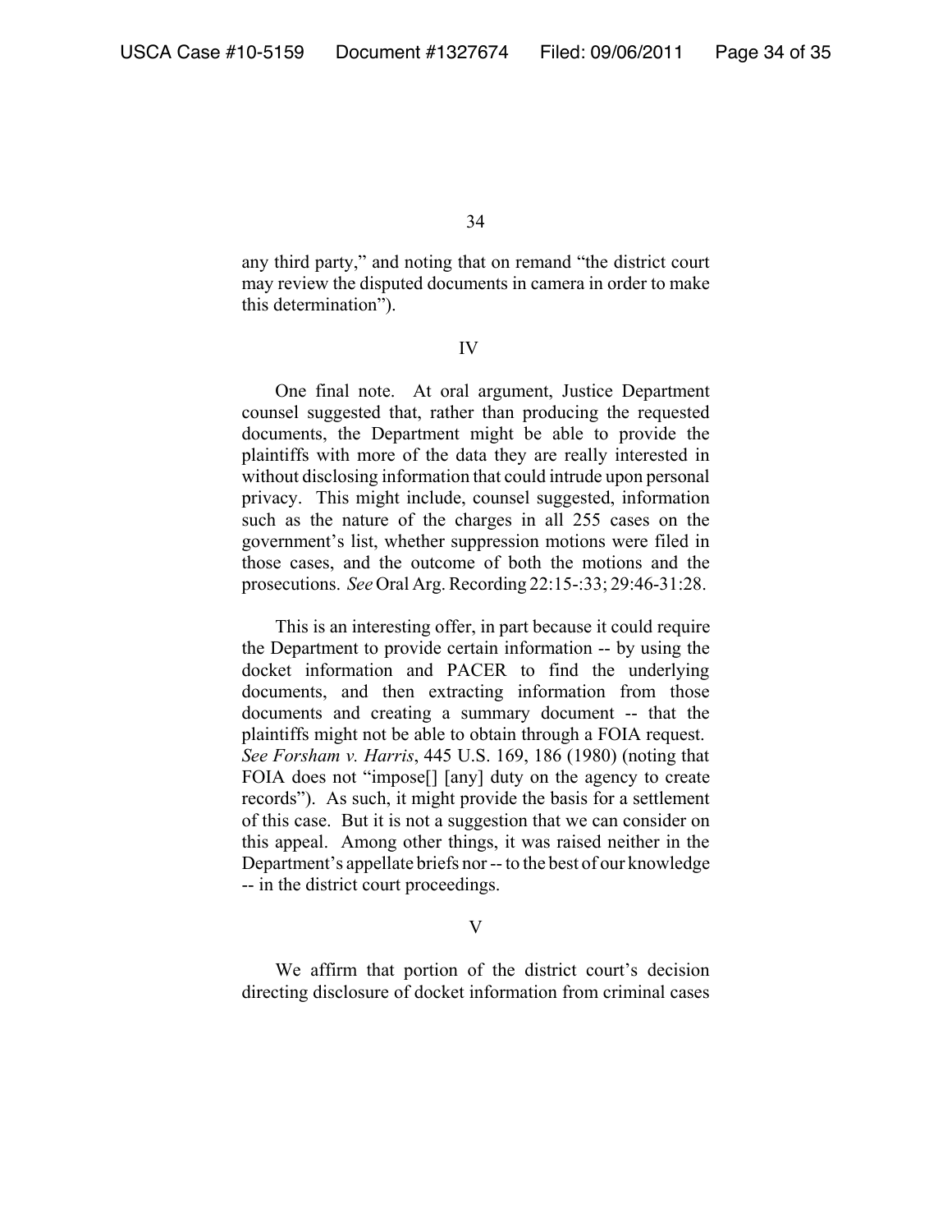any third party," and noting that on remand "the district court may review the disputed documents in camera in order to make this determination").

IV

One final note. At oral argument, Justice Department counsel suggested that, rather than producing the requested documents, the Department might be able to provide the plaintiffs with more of the data they are really interested in without disclosing information that could intrude upon personal privacy. This might include, counsel suggested, information such as the nature of the charges in all 255 cases on the government's list, whether suppression motions were filed in those cases, and the outcome of both the motions and the prosecutions. *See* Oral Arg. Recording 22:15-:33; 29:46-31:28.

This is an interesting offer, in part because it could require the Department to provide certain information -- by using the docket information and PACER to find the underlying documents, and then extracting information from those documents and creating a summary document -- that the plaintiffs might not be able to obtain through a FOIA request. *See Forsham v. Harris*, 445 U.S. 169, 186 (1980) (noting that FOIA does not "impose[] [any] duty on the agency to create records"). As such, it might provide the basis for a settlement of this case. But it is not a suggestion that we can consider on this appeal. Among other things, it was raised neither in the Department's appellate briefs nor -- to the best of our knowledge -- in the district court proceedings.

V

We affirm that portion of the district court's decision directing disclosure of docket information from criminal cases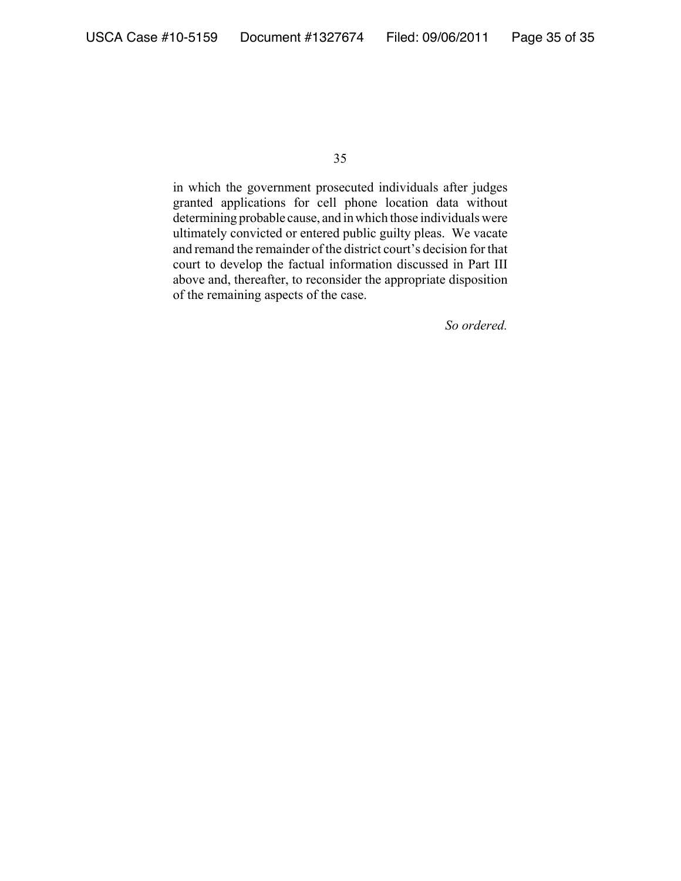in which the government prosecuted individuals after judges granted applications for cell phone location data without determining probable cause, and in which those individuals were ultimately convicted or entered public guilty pleas. We vacate and remand the remainder of the district court's decision for that court to develop the factual information discussed in Part III above and, thereafter, to reconsider the appropriate disposition of the remaining aspects of the case.

*So ordered.*